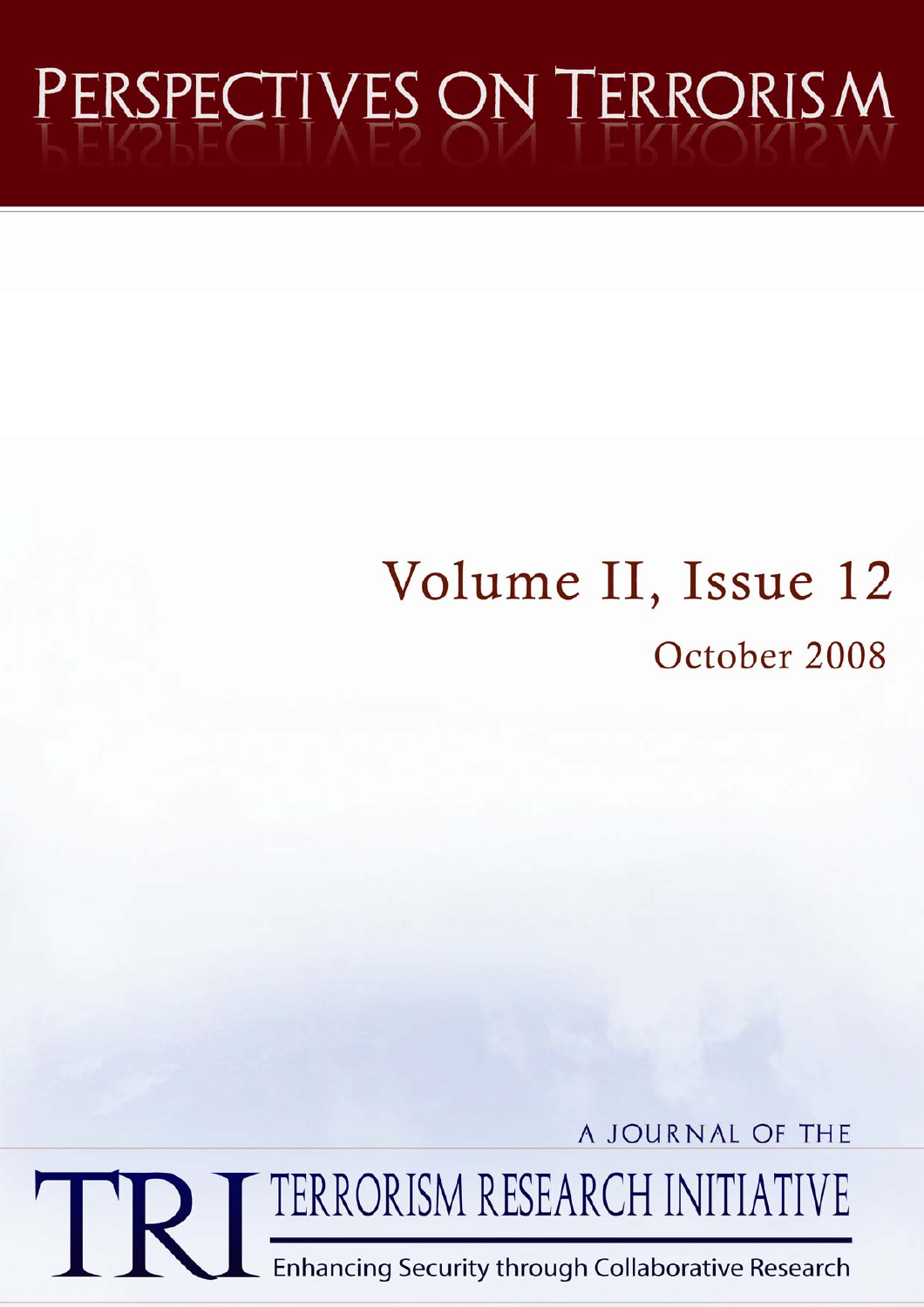# PERSPECTIVES ON TERRORISM

## Volume II, Issue 12

October 2008

A JOURNAL OF THE

TRI TERRORISM RESEARCH INITIATIVE

Enhancing Security through Collaborative Research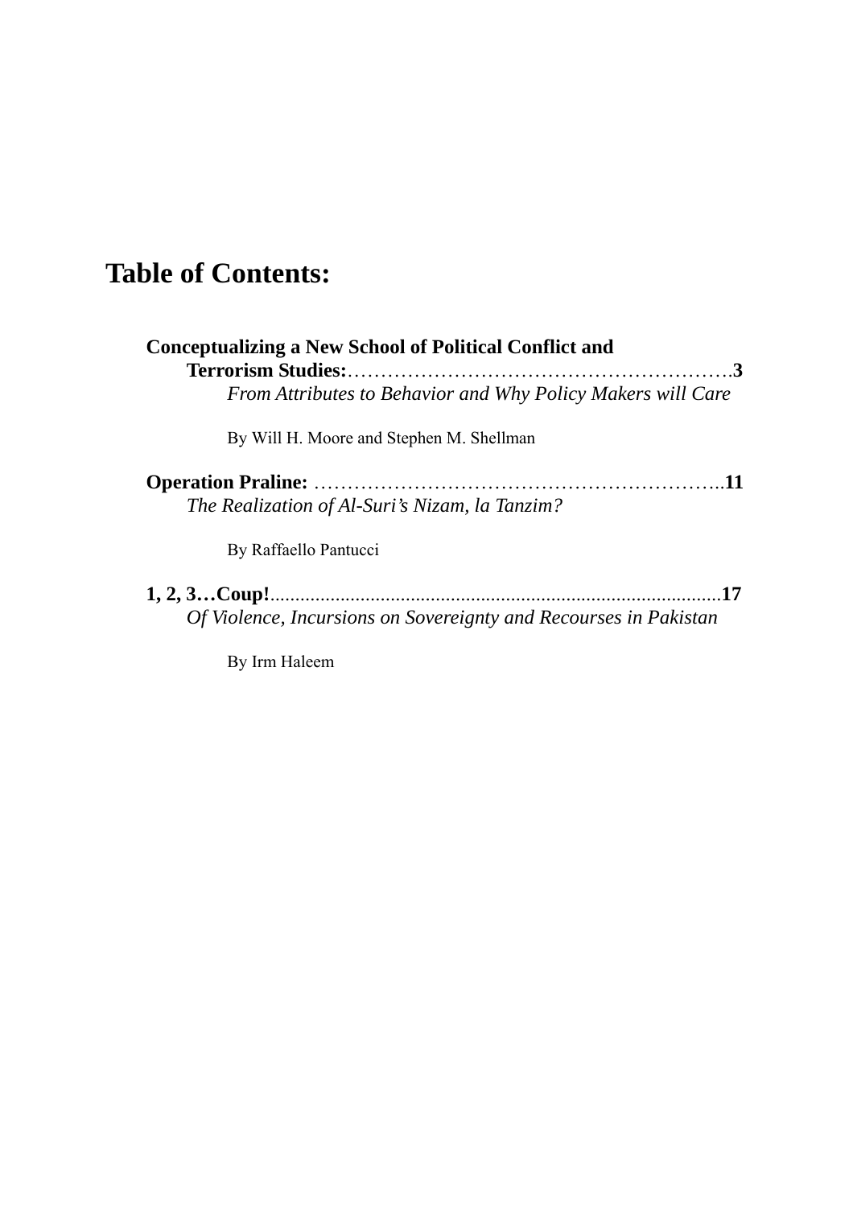# Table of Contents:

**Conceptualizing a New School of Political Conflict and Terrorism Studies:**……………………………………………….**3**
*From Attributes to Behavior and Why Policy Makers will Care*

By Will H. Moore and Stephen M. Shellman

**Operation Praline:** ……………………………………………………..**11**
*The Realization of Al-Suri's Nizam, la Tanzim?*

By Raffaello Pantucci

**1, 2, 3…Coup!**.........................................................................................**17**
*Of Violence, Incursions on Sovereignty and Recourses in Pakistan*

By Irm Haleem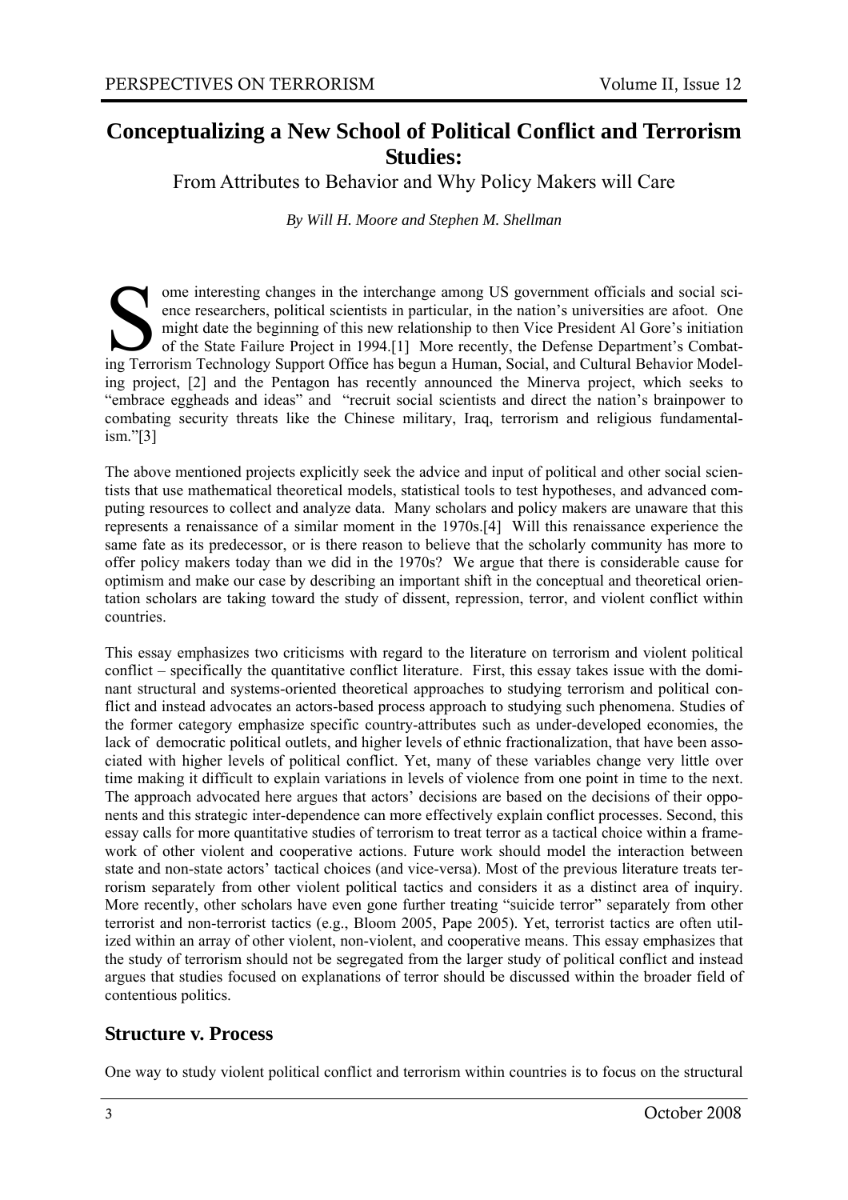# Conceptualizing a New School of Political Conflict and Terrorism Studies:

From Attributes to Behavior and Why Policy Makers will Care

*By Will H. Moore and Stephen M. Shellman*

Some interesting changes in the interchange among US government officials and social science researchers, political scientists in particular, in the nation's universities are afoot. One might date the beginning of this new relationship to then Vice President Al Gore's initiation of the State Failure Project in 1994.[1] More recently, the Defense Department's Combating Terrorism Technology Support Office has begun a Human, Social, and Cultural Behavior Modeling project, [2] and the Pentagon has recently announced the Minerva project, which seeks to "embrace eggheads and ideas" and "recruit social scientists and direct the nation's brainpower to combating security threats like the Chinese military, Iraq, terrorism and religious fundamentalism."[3]

The above mentioned projects explicitly seek the advice and input of political and other social scientists that use mathematical theoretical models, statistical tools to test hypotheses, and advanced computing resources to collect and analyze data. Many scholars and policy makers are unaware that this represents a renaissance of a similar moment in the 1970s.[4] Will this renaissance experience the same fate as its predecessor, or is there reason to believe that the scholarly community has more to offer policy makers today than we did in the 1970s? We argue that there is considerable cause for optimism and make our case by describing an important shift in the conceptual and theoretical orientation scholars are taking toward the study of dissent, repression, terror, and violent conflict within countries.

This essay emphasizes two criticisms with regard to the literature on terrorism and violent political conflict – specifically the quantitative conflict literature. First, this essay takes issue with the dominant structural and systems-oriented theoretical approaches to studying terrorism and political conflict and instead advocates an actors-based process approach to studying such phenomena. Studies of the former category emphasize specific country-attributes such as under-developed economies, the lack of democratic political outlets, and higher levels of ethnic fractionalization, that have been associated with higher levels of political conflict. Yet, many of these variables change very little over time making it difficult to explain variations in levels of violence from one point in time to the next. The approach advocated here argues that actors' decisions are based on the decisions of their opponents and this strategic inter-dependence can more effectively explain conflict processes. Second, this essay calls for more quantitative studies of terrorism to treat terror as a tactical choice within a framework of other violent and cooperative actions. Future work should model the interaction between state and non-state actors' tactical choices (and vice-versa). Most of the previous literature treats terrorism separately from other violent political tactics and considers it as a distinct area of inquiry. More recently, other scholars have even gone further treating "suicide terror" separately from other terrorist and non-terrorist tactics (e.g., Bloom 2005, Pape 2005). Yet, terrorist tactics are often utilized within an array of other violent, non-violent, and cooperative means. This essay emphasizes that the study of terrorism should not be segregated from the larger study of political conflict and instead argues that studies focused on explanations of terror should be discussed within the broader field of contentious politics.

## Structure v. Process

One way to study violent political conflict and terrorism within countries is to focus on the structural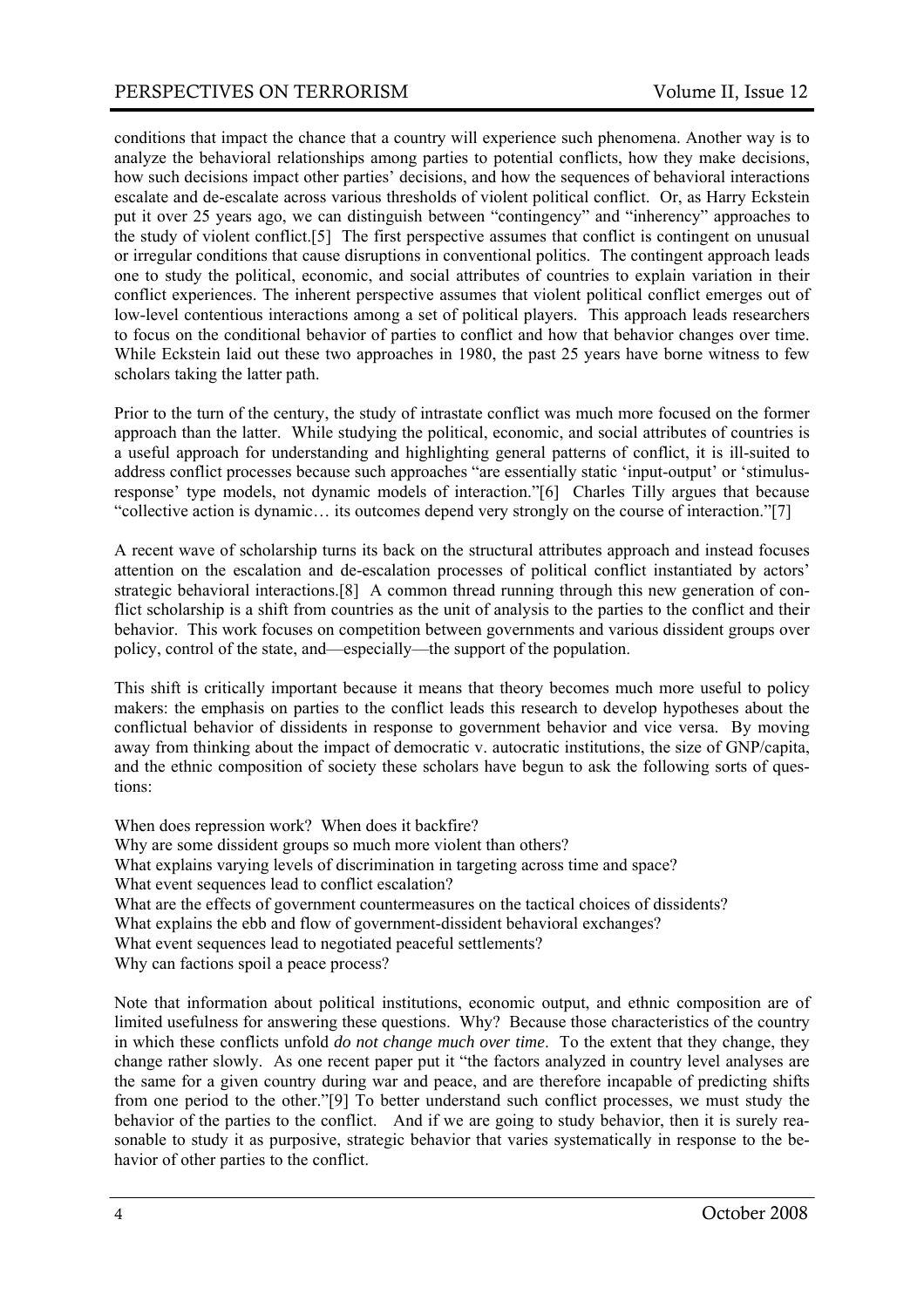conditions that impact the chance that a country will experience such phenomena. Another way is to analyze the behavioral relationships among parties to potential conflicts, how they make decisions, how such decisions impact other parties' decisions, and how the sequences of behavioral interactions escalate and de-escalate across various thresholds of violent political conflict. Or, as Harry Eckstein put it over 25 years ago, we can distinguish between "contingency" and "inherency" approaches to the study of violent conflict.[5] The first perspective assumes that conflict is contingent on unusual or irregular conditions that cause disruptions in conventional politics. The contingent approach leads one to study the political, economic, and social attributes of countries to explain variation in their conflict experiences. The inherent perspective assumes that violent political conflict emerges out of low-level contentious interactions among a set of political players. This approach leads researchers to focus on the conditional behavior of parties to conflict and how that behavior changes over time. While Eckstein laid out these two approaches in 1980, the past 25 years have borne witness to few scholars taking the latter path.

Prior to the turn of the century, the study of intrastate conflict was much more focused on the former approach than the latter. While studying the political, economic, and social attributes of countries is a useful approach for understanding and highlighting general patterns of conflict, it is ill-suited to address conflict processes because such approaches "are essentially static 'input-output' or 'stimulus-response' type models, not dynamic models of interaction."[6] Charles Tilly argues that because "collective action is dynamic… its outcomes depend very strongly on the course of interaction."[7]

A recent wave of scholarship turns its back on the structural attributes approach and instead focuses attention on the escalation and de-escalation processes of political conflict instantiated by actors' strategic behavioral interactions.[8] A common thread running through this new generation of conflict scholarship is a shift from countries as the unit of analysis to the parties to the conflict and their behavior. This work focuses on competition between governments and various dissident groups over policy, control of the state, and—especially—the support of the population.

This shift is critically important because it means that theory becomes much more useful to policy makers: the emphasis on parties to the conflict leads this research to develop hypotheses about the conflictual behavior of dissidents in response to government behavior and vice versa. By moving away from thinking about the impact of democratic v. autocratic institutions, the size of GNP/capita, and the ethnic composition of society these scholars have begun to ask the following sorts of questions:

When does repression work? When does it backfire?
Why are some dissident groups so much more violent than others?
What explains varying levels of discrimination in targeting across time and space?
What event sequences lead to conflict escalation?
What are the effects of government countermeasures on the tactical choices of dissidents?
What explains the ebb and flow of government-dissident behavioral exchanges?
What event sequences lead to negotiated peaceful settlements?
Why can factions spoil a peace process?

Note that information about political institutions, economic output, and ethnic composition are of limited usefulness for answering these questions. Why? Because those characteristics of the country in which these conflicts unfold *do not change much over time*. To the extent that they change, they change rather slowly. As one recent paper put it "the factors analyzed in country level analyses are the same for a given country during war and peace, and are therefore incapable of predicting shifts from one period to the other."[9] To better understand such conflict processes, we must study the behavior of the parties to the conflict. And if we are going to study behavior, then it is surely reasonable to study it as purposive, strategic behavior that varies systematically in response to the behavior of other parties to the conflict.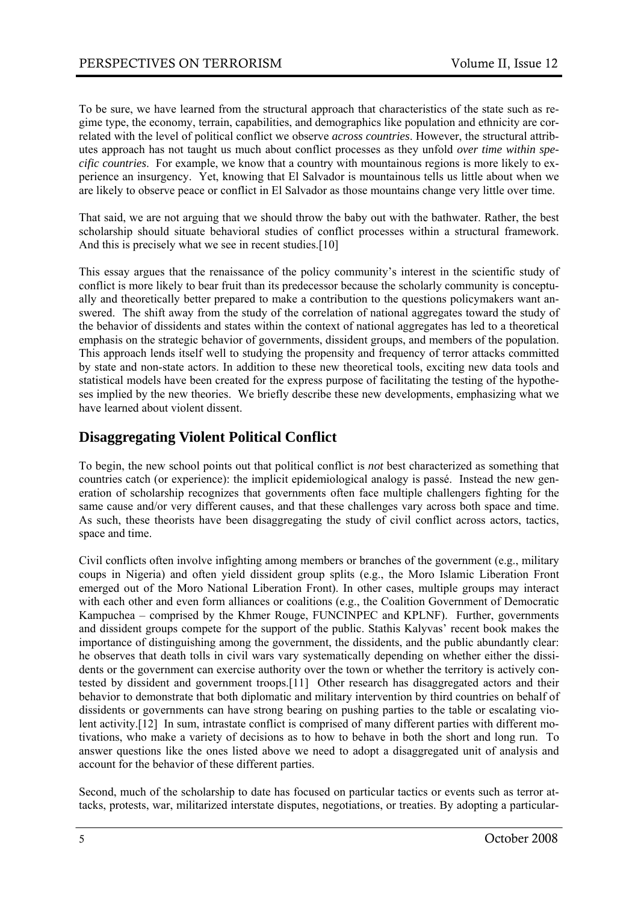To be sure, we have learned from the structural approach that characteristics of the state such as regime type, the economy, terrain, capabilities, and demographics like population and ethnicity are correlated with the level of political conflict we observe *across countries*. However, the structural attributes approach has not taught us much about conflict processes as they unfold *over time within specific countries*. For example, we know that a country with mountainous regions is more likely to experience an insurgency. Yet, knowing that El Salvador is mountainous tells us little about when we are likely to observe peace or conflict in El Salvador as those mountains change very little over time.

That said, we are not arguing that we should throw the baby out with the bathwater. Rather, the best scholarship should situate behavioral studies of conflict processes within a structural framework. And this is precisely what we see in recent studies.[10]

This essay argues that the renaissance of the policy community's interest in the scientific study of conflict is more likely to bear fruit than its predecessor because the scholarly community is conceptually and theoretically better prepared to make a contribution to the questions policymakers want answered. The shift away from the study of the correlation of national aggregates toward the study of the behavior of dissidents and states within the context of national aggregates has led to a theoretical emphasis on the strategic behavior of governments, dissident groups, and members of the population. This approach lends itself well to studying the propensity and frequency of terror attacks committed by state and non-state actors. In addition to these new theoretical tools, exciting new data tools and statistical models have been created for the express purpose of facilitating the testing of the hypotheses implied by the new theories. We briefly describe these new developments, emphasizing what we have learned about violent dissent.

## Disaggregating Violent Political Conflict

To begin, the new school points out that political conflict is *not* best characterized as something that countries catch (or experience): the implicit epidemiological analogy is passé. Instead the new generation of scholarship recognizes that governments often face multiple challengers fighting for the same cause and/or very different causes, and that these challenges vary across both space and time. As such, these theorists have been disaggregating the study of civil conflict across actors, tactics, space and time.

Civil conflicts often involve infighting among members or branches of the government (e.g., military coups in Nigeria) and often yield dissident group splits (e.g., the Moro Islamic Liberation Front emerged out of the Moro National Liberation Front). In other cases, multiple groups may interact with each other and even form alliances or coalitions (e.g., the Coalition Government of Democratic Kampuchea – comprised by the Khmer Rouge, FUNCINPEC and KPLNF). Further, governments and dissident groups compete for the support of the public. Stathis Kalyvas' recent book makes the importance of distinguishing among the government, the dissidents, and the public abundantly clear: he observes that death tolls in civil wars vary systematically depending on whether either the dissidents or the government can exercise authority over the town or whether the territory is actively contested by dissident and government troops.[11] Other research has disaggregated actors and their behavior to demonstrate that both diplomatic and military intervention by third countries on behalf of dissidents or governments can have strong bearing on pushing parties to the table or escalating violent activity.[12] In sum, intrastate conflict is comprised of many different parties with different motivations, who make a variety of decisions as to how to behave in both the short and long run. To answer questions like the ones listed above we need to adopt a disaggregated unit of analysis and account for the behavior of these different parties.

Second, much of the scholarship to date has focused on particular tactics or events such as terror attacks, protests, war, militarized interstate disputes, negotiations, or treaties. By adopting a particular-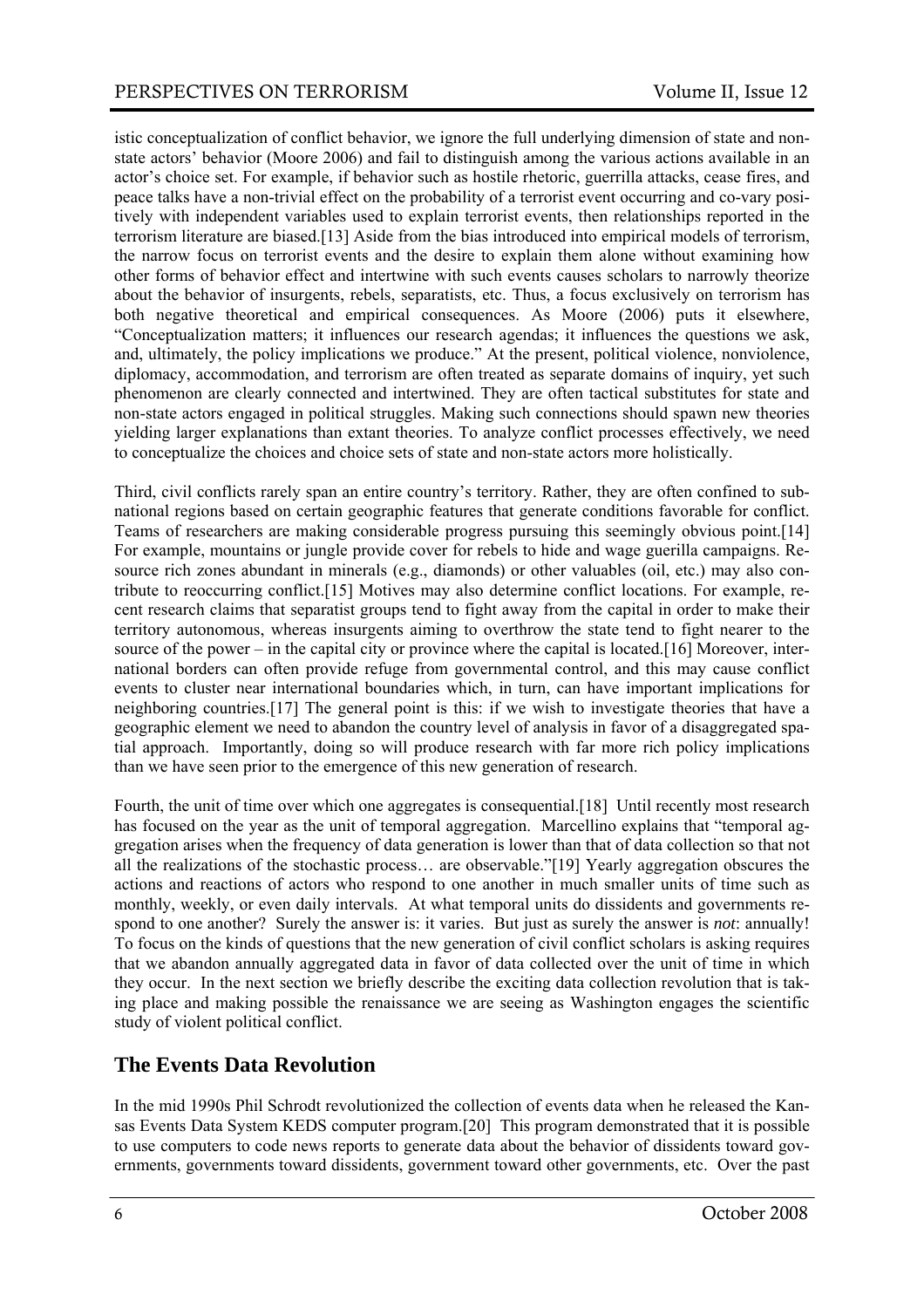istic conceptualization of conflict behavior, we ignore the full underlying dimension of state and non-state actors' behavior (Moore 2006) and fail to distinguish among the various actions available in an actor's choice set. For example, if behavior such as hostile rhetoric, guerrilla attacks, cease fires, and peace talks have a non-trivial effect on the probability of a terrorist event occurring and co-vary positively with independent variables used to explain terrorist events, then relationships reported in the terrorism literature are biased.[13] Aside from the bias introduced into empirical models of terrorism, the narrow focus on terrorist events and the desire to explain them alone without examining how other forms of behavior effect and intertwine with such events causes scholars to narrowly theorize about the behavior of insurgents, rebels, separatists, etc. Thus, a focus exclusively on terrorism has both negative theoretical and empirical consequences. As Moore (2006) puts it elsewhere, "Conceptualization matters; it influences our research agendas; it influences the questions we ask, and, ultimately, the policy implications we produce." At the present, political violence, nonviolence, diplomacy, accommodation, and terrorism are often treated as separate domains of inquiry, yet such phenomenon are clearly connected and intertwined. They are often tactical substitutes for state and non-state actors engaged in political struggles. Making such connections should spawn new theories yielding larger explanations than extant theories. To analyze conflict processes effectively, we need to conceptualize the choices and choice sets of state and non-state actors more holistically.

Third, civil conflicts rarely span an entire country's territory. Rather, they are often confined to sub-national regions based on certain geographic features that generate conditions favorable for conflict. Teams of researchers are making considerable progress pursuing this seemingly obvious point.[14] For example, mountains or jungle provide cover for rebels to hide and wage guerilla campaigns. Resource rich zones abundant in minerals (e.g., diamonds) or other valuables (oil, etc.) may also contribute to reoccurring conflict.[15] Motives may also determine conflict locations. For example, recent research claims that separatist groups tend to fight away from the capital in order to make their territory autonomous, whereas insurgents aiming to overthrow the state tend to fight nearer to the source of the power – in the capital city or province where the capital is located.[16] Moreover, international borders can often provide refuge from governmental control, and this may cause conflict events to cluster near international boundaries which, in turn, can have important implications for neighboring countries.[17] The general point is this: if we wish to investigate theories that have a geographic element we need to abandon the country level of analysis in favor of a disaggregated spatial approach. Importantly, doing so will produce research with far more rich policy implications than we have seen prior to the emergence of this new generation of research.

Fourth, the unit of time over which one aggregates is consequential.[18] Until recently most research has focused on the year as the unit of temporal aggregation. Marcellino explains that "temporal aggregation arises when the frequency of data generation is lower than that of data collection so that not all the realizations of the stochastic process… are observable."[19] Yearly aggregation obscures the actions and reactions of actors who respond to one another in much smaller units of time such as monthly, weekly, or even daily intervals. At what temporal units do dissidents and governments respond to one another? Surely the answer is: it varies. But just as surely the answer is *not*: annually! To focus on the kinds of questions that the new generation of civil conflict scholars is asking requires that we abandon annually aggregated data in favor of data collected over the unit of time in which they occur. In the next section we briefly describe the exciting data collection revolution that is taking place and making possible the renaissance we are seeing as Washington engages the scientific study of violent political conflict.

## The Events Data Revolution

In the mid 1990s Phil Schrodt revolutionized the collection of events data when he released the Kansas Events Data System KEDS computer program.[20] This program demonstrated that it is possible to use computers to code news reports to generate data about the behavior of dissidents toward governments, governments toward dissidents, government toward other governments, etc. Over the past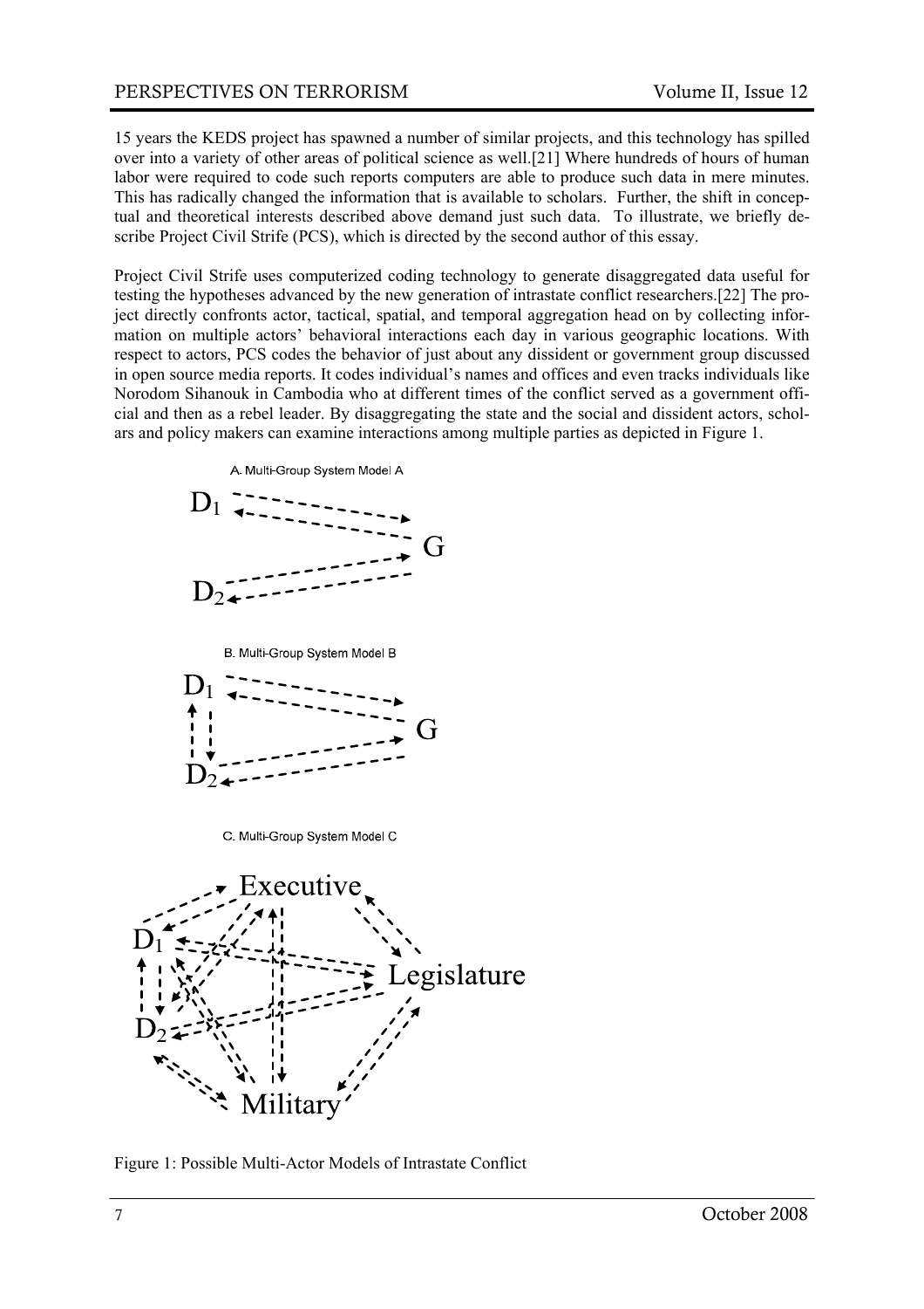15 years the KEDS project has spawned a number of similar projects, and this technology has spilled over into a variety of other areas of political science as well.[21] Where hundreds of hours of human labor were required to code such reports computers are able to produce such data in mere minutes. This has radically changed the information that is available to scholars. Further, the shift in conceptual and theoretical interests described above demand just such data. To illustrate, we briefly describe Project Civil Strife (PCS), which is directed by the second author of this essay.

Project Civil Strife uses computerized coding technology to generate disaggregated data useful for testing the hypotheses advanced by the new generation of intrastate conflict researchers.[22] The project directly confronts actor, tactical, spatial, and temporal aggregation head on by collecting information on multiple actors' behavioral interactions each day in various geographic locations. With respect to actors, PCS codes the behavior of just about any dissident or government group discussed in open source media reports. It codes individual's names and offices and even tracks individuals like Norodom Sihanouk in Cambodia who at different times of the conflict served as a government official and then as a rebel leader. By disaggregating the state and the social and dissident actors, scholars and policy makers can examine interactions among multiple parties as depicted in Figure 1.

A. Multi-Group System Model A

B. Multi-Group System Model B

C. Multi-Group System Model C

Figure 1: Possible Multi-Actor Models of Intrastate Conflict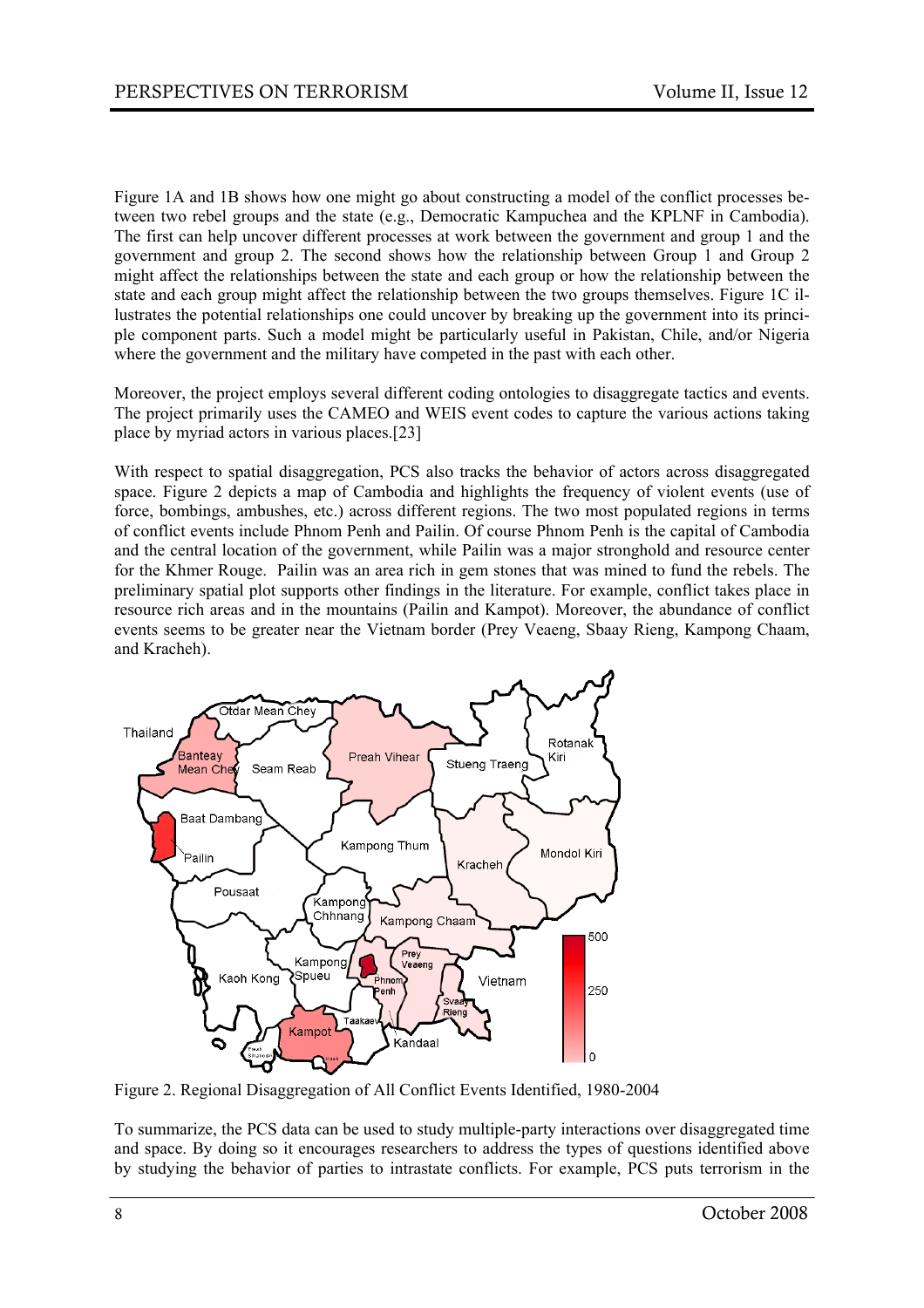Figure 1A and 1B shows how one might go about constructing a model of the conflict processes between two rebel groups and the state (e.g., Democratic Kampuchea and the KPLNF in Cambodia). The first can help uncover different processes at work between the government and group 1 and the government and group 2. The second shows how the relationship between Group 1 and Group 2 might affect the relationships between the state and each group or how the relationship between the state and each group might affect the relationship between the two groups themselves. Figure 1C illustrates the potential relationships one could uncover by breaking up the government into its principle component parts. Such a model might be particularly useful in Pakistan, Chile, and/or Nigeria where the government and the military have competed in the past with each other.

Moreover, the project employs several different coding ontologies to disaggregate tactics and events. The project primarily uses the CAMEO and WEIS event codes to capture the various actions taking place by myriad actors in various places.[23]

With respect to spatial disaggregation, PCS also tracks the behavior of actors across disaggregated space. Figure 2 depicts a map of Cambodia and highlights the frequency of violent events (use of force, bombings, ambushes, etc.) across different regions. The two most populated regions in terms of conflict events include Phnom Penh and Pailin. Of course Phnom Penh is the capital of Cambodia and the central location of the government, while Pailin was a major stronghold and resource center for the Khmer Rouge. Pailin was an area rich in gem stones that was mined to fund the rebels. The preliminary spatial plot supports other findings in the literature. For example, conflict takes place in resource rich areas and in the mountains (Pailin and Kampot). Moreover, the abundance of conflict events seems to be greater near the Vietnam border (Prey Veaeng, Sbaay Rieng, Kampong Chaam, and Kracheh).

Figure 2. Regional Disaggregation of All Conflict Events Identified, 1980-2004

To summarize, the PCS data can be used to study multiple-party interactions over disaggregated time and space. By doing so it encourages researchers to address the types of questions identified above by studying the behavior of parties to intrastate conflicts. For example, PCS puts terrorism in the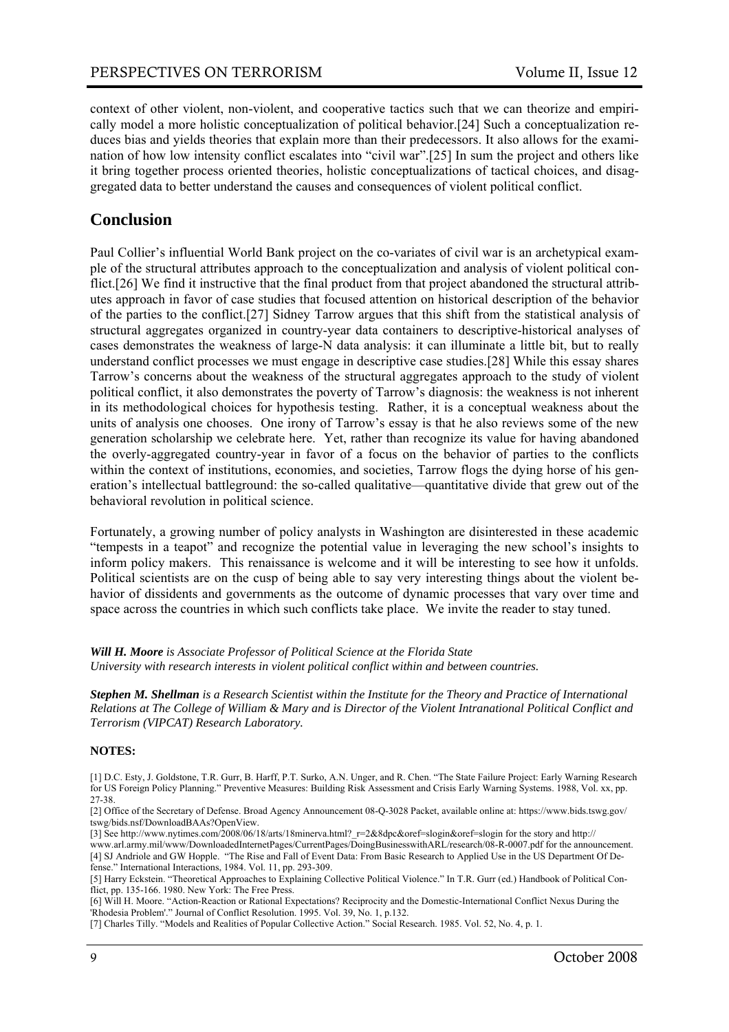context of other violent, non-violent, and cooperative tactics such that we can theorize and empirically model a more holistic conceptualization of political behavior.[24] Such a conceptualization reduces bias and yields theories that explain more than their predecessors. It also allows for the examination of how low intensity conflict escalates into "civil war".[25] In sum the project and others like it bring together process oriented theories, holistic conceptualizations of tactical choices, and disaggregated data to better understand the causes and consequences of violent political conflict.

## Conclusion

Paul Collier's influential World Bank project on the co-variates of civil war is an archetypical example of the structural attributes approach to the conceptualization and analysis of violent political conflict.[26] We find it instructive that the final product from that project abandoned the structural attributes approach in favor of case studies that focused attention on historical description of the behavior of the parties to the conflict.[27] Sidney Tarrow argues that this shift from the statistical analysis of structural aggregates organized in country-year data containers to descriptive-historical analyses of cases demonstrates the weakness of large-N data analysis: it can illuminate a little bit, but to really understand conflict processes we must engage in descriptive case studies.[28] While this essay shares Tarrow's concerns about the weakness of the structural aggregates approach to the study of violent political conflict, it also demonstrates the poverty of Tarrow's diagnosis: the weakness is not inherent in its methodological choices for hypothesis testing. Rather, it is a conceptual weakness about the units of analysis one chooses. One irony of Tarrow's essay is that he also reviews some of the new generation scholarship we celebrate here. Yet, rather than recognize its value for having abandoned the overly-aggregated country-year in favor of a focus on the behavior of parties to the conflicts within the context of institutions, economies, and societies, Tarrow flogs the dying horse of his generation's intellectual battleground: the so-called qualitative—quantitative divide that grew out of the behavioral revolution in political science.

Fortunately, a growing number of policy analysts in Washington are disinterested in these academic "tempests in a teapot" and recognize the potential value in leveraging the new school's insights to inform policy makers. This renaissance is welcome and it will be interesting to see how it unfolds. Political scientists are on the cusp of being able to say very interesting things about the violent behavior of dissidents and governments as the outcome of dynamic processes that vary over time and space across the countries in which such conflicts take place. We invite the reader to stay tuned.

***Will H. Moore*** *is Associate Professor of Political Science at the Florida State University with research interests in violent political conflict within and between countries.*

***Stephen M. Shellman*** *is a Research Scientist within the Institute for the Theory and Practice of International Relations at The College of William & Mary and is Director of the Violent Intranational Political Conflict and Terrorism (VIPCAT) Research Laboratory.*

**NOTES:**

[1] D.C. Esty, J. Goldstone, T.R. Gurr, B. Harff, P.T. Surko, A.N. Unger, and R. Chen. "The State Failure Project: Early Warning Research for US Foreign Policy Planning." Preventive Measures: Building Risk Assessment and Crisis Early Warning Systems. 1988, Vol. xx, pp. 27-38.

[2] Office of the Secretary of Defense. Broad Agency Announcement 08-Q-3028 Packet, available online at: https://www.bids.tswg.gov/tswg/bids.nsf/DownloadBAAs?OpenView.

[3] See http://www.nytimes.com/2008/06/18/arts/18minerva.html?_r=2&8dpc&oref=slogin&oref=slogin for the story and http://www.arl.army.mil/www/DownloadedInternetPages/CurrentPages/DoingBusinesswithARL/research/08-R-0007.pdf for the announcement.

[4] SJ Andriole and GW Hopple. "The Rise and Fall of Event Data: From Basic Research to Applied Use in the US Department Of Defense." International Interactions, 1984. Vol. 11, pp. 293-309.

[5] Harry Eckstein. "Theoretical Approaches to Explaining Collective Political Violence." In T.R. Gurr (ed.) Handbook of Political Conflict, pp. 135-166. 1980. New York: The Free Press.

[6] Will H. Moore. "Action-Reaction or Rational Expectations? Reciprocity and the Domestic-International Conflict Nexus During the 'Rhodesia Problem'." Journal of Conflict Resolution. 1995. Vol. 39, No. 1, p.132.

[7] Charles Tilly. "Models and Realities of Popular Collective Action." Social Research. 1985. Vol. 52, No. 4, p. 1.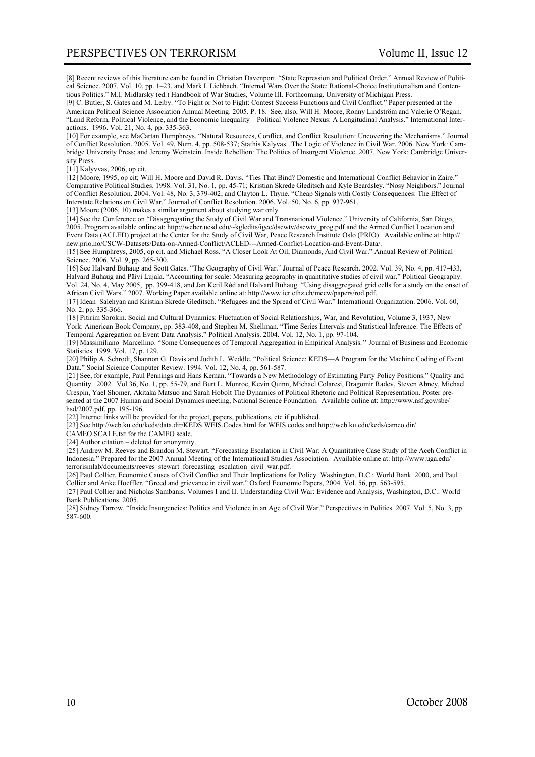[8] Recent reviews of this literature can be found in Christian Davenport. "State Repression and Political Order." Annual Review of Political Science. 2007. Vol. 10, pp. 1–23, and Mark I. Lichbach. "Internal Wars Over the State: Rational-Choice Institutionalism and Contentious Politics." M.I. Midlarsky (ed.) Handbook of War Studies, Volume III. Forthcoming. University of Michigan Press.

[9] C. Butler, S. Gates and M. Leiby. "To Fight or Not to Fight: Contest Success Functions and Civil Conflict." Paper presented at the American Political Science Association Annual Meeting. 2005. P. 18. See, also, Will H. Moore, Ronny Lindström and Valerie O'Regan. "Land Reform, Political Violence, and the Economic Inequality—Political Violence Nexus: A Longitudinal Analysis." International Interactions. 1996. Vol. 21, No. 4, pp. 335-363.

[10] For example, see MaCartan Humphreys. "Natural Resources, Conflict, and Conflict Resolution: Uncovering the Mechanisms." Journal of Conflict Resolution. 2005. Vol. 49, Num. 4, pp. 508-537; Stathis Kalyvas. The Logic of Violence in Civil War. 2006. New York: Cambridge University Press; and Jeremy Weinstein. Inside Rebellion: The Politics of Insurgent Violence. 2007. New York: Cambridge University Press.

[11] Kalyvvas, 2006, op cit.

[12] Moore, 1995, op cit; Will H. Moore and David R. Davis. "Ties That Bind? Domestic and International Conflict Behavior in Zaire." Comparative Political Studies. 1998. Vol. 31, No. 1, pp. 45-71; Kristian Skrede Gleditsch and Kyle Beardsley. "Nosy Neighbors." Journal of Conflict Resolution. 2004. Vol. 48, No. 3, 379-402; and Clayton L. Thyne. "Cheap Signals with Costly Consequences: The Effect of Interstate Relations on Civil War." Journal of Conflict Resolution. 2006. Vol. 50, No. 6, pp. 937-961.

[13] Moore (2006, 10) makes a similar argument about studying war only

[14] See the Conference on "Disaggregating the Study of Civil War and Transnational Violence." University of California, San Diego, 2005. Program available online at: http://weber.ucsd.edu/~kgledits/igcc/dscwtv/dscwtv_prog.pdf and the Armed Conflict Location and Event Data (ACLED) project at the Center for the Study of Civil War, Peace Research Institute Oslo (PRIO). Available online at: http://new.prio.no/CSCW-Datasets/Data-on-Armed-Conflict/ACLED---Armed-Conflict-Location-and-Event-Data/.

[15] See Humphreys, 2005, op cit. and Michael Ross. "A Closer Look At Oil, Diamonds, And Civil War." Annual Review of Political Science. 2006. Vol. 9, pp. 265-300.

[16] See Halvard Buhaug and Scott Gates. "The Geography of Civil War." Journal of Peace Research. 2002. Vol. 39, No. 4, pp. 417-433, Halvard Buhaug and Päivi Lujala. "Accounting for scale: Measuring geography in quantitative studies of civil war." Political Geography. Vol. 24, No. 4, May 2005, pp. 399-418, and Jan Ketil Rǿd and Halvard Buhaug. "Using disaggregated grid cells for a study on the onset of African Civil Wars." 2007. Working Paper available online at: http://www.icr.ethz.ch/mccw/papers/rod.pdf.

[17] Idean Salehyan and Kristian Skrede Gleditsch. "Refugees and the Spread of Civil War." International Organization. 2006. Vol. 60, No. 2, pp. 335-366.

[18] Pitirim Sorokin. Social and Cultural Dynamics: Fluctuation of Social Relationships, War, and Revolution, Volume 3, 1937, New York: American Book Company, pp. 383-408, and Stephen M. Shellman. "Time Series Intervals and Statistical Inference: The Effects of Temporal Aggregation on Event Data Analysis." Political Analysis. 2004. Vol. 12, No. 1, pp. 97-104.

[19] Massimiliano Marcellino. "Some Consequences of Temporal Aggregation in Empirical Analysis.'' Journal of Business and Economic Statistics. 1999. Vol. 17, p. 129.

[20] Philip A. Schrodt, Shannon G. Davis and Judith L. Weddle. "Political Science: KEDS—A Program for the Machine Coding of Event Data." Social Science Computer Review. 1994. Vol. 12, No. 4, pp. 561-587.

[21] See, for example, Paul Pennings and Hans Keman. "Towards a New Methodology of Estimating Party Policy Positions." Quality and Quantity. 2002. Vol 36, No. 1, pp. 55-79, and Burt L. Monroe, Kevin Quinn, Michael Colaresi, Dragomir Radev, Steven Abney, Michael Crespin, Yael Shomer, Akitaka Matsuo and Sarah Hobolt The Dynamics of Political Rhetoric and Political Representation. Poster presented at the 2007 Human and Social Dynamics meeting, National Science Foundation. Available online at: http://www.nsf.gov/sbe/hsd/2007.pdf, pp. 195-196.

[22] Internet links will be provided for the project, papers, publications, etc if published.

[23] See http://web.ku.edu/keds/data.dir/KEDS.WEIS.Codes.html for WEIS codes and http://web.ku.edu/keds/cameo.dir/CAMEO.SCALE.txt for the CAMEO scale.

[24] Author citation – deleted for anonymity.

[25] Andrew M. Reeves and Brandon M. Stewart. "Forecasting Escalation in Civil War: A Quantitative Case Study of the Aceh Conflict in Indonesia." Prepared for the 2007 Annual Meeting of the International Studies Association. Available online at: http://www.uga.edu/terrorismlab/documents/reeves_stewart_forecasting_escalation_civil_war.pdf.

[26] Paul Collier. Economic Causes of Civil Conflict and Their Implications for Policy. Washington, D.C.: World Bank. 2000, and Paul Collier and Anke Hoeffler. "Greed and grievance in civil war." Oxford Economic Papers, 2004. Vol. 56, pp. 563-595.

[27] Paul Collier and Nicholas Sambanis. Volumes I and II. Understanding Civil War: Evidence and Analysis, Washington, D.C.: World Bank Publications. 2005.

[28] Sidney Tarrow. "Inside Insurgencies: Politics and Violence in an Age of Civil War." Perspectives in Politics. 2007. Vol. 5, No. 3, pp. 587-600.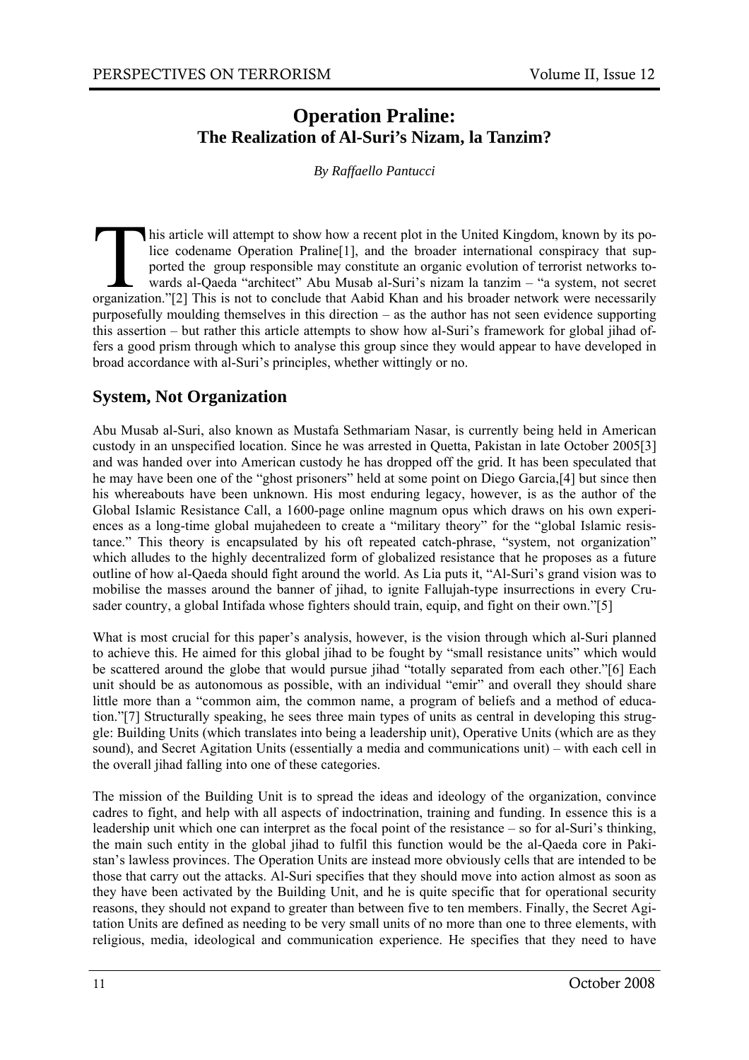# Operation Praline:
## The Realization of Al-Suri's Nizam, la Tanzim?

*By Raffaello Pantucci*

This article will attempt to show how a recent plot in the United Kingdom, known by its police codename Operation Praline[1], and the broader international conspiracy that supported the group responsible may constitute an organic evolution of terrorist networks towards al-Qaeda "architect" Abu Musab al-Suri's nizam la tanzim – "a system, not secret organization."[2] This is not to conclude that Aabid Khan and his broader network were necessarily purposefully moulding themselves in this direction – as the author has not seen evidence supporting this assertion – but rather this article attempts to show how al-Suri's framework for global jihad offers a good prism through which to analyse this group since they would appear to have developed in broad accordance with al-Suri's principles, whether wittingly or no.

## System, Not Organization

Abu Musab al-Suri, also known as Mustafa Sethmariam Nasar, is currently being held in American custody in an unspecified location. Since he was arrested in Quetta, Pakistan in late October 2005[3] and was handed over into American custody he has dropped off the grid. It has been speculated that he may have been one of the "ghost prisoners" held at some point on Diego Garcia,[4] but since then his whereabouts have been unknown. His most enduring legacy, however, is as the author of the Global Islamic Resistance Call, a 1600-page online magnum opus which draws on his own experiences as a long-time global mujahedeen to create a "military theory" for the "global Islamic resistance." This theory is encapsulated by his oft repeated catch-phrase, "system, not organization" which alludes to the highly decentralized form of globalized resistance that he proposes as a future outline of how al-Qaeda should fight around the world. As Lia puts it, "Al-Suri's grand vision was to mobilise the masses around the banner of jihad, to ignite Fallujah-type insurrections in every Crusader country, a global Intifada whose fighters should train, equip, and fight on their own."[5]

What is most crucial for this paper's analysis, however, is the vision through which al-Suri planned to achieve this. He aimed for this global jihad to be fought by "small resistance units" which would be scattered around the globe that would pursue jihad "totally separated from each other."[6] Each unit should be as autonomous as possible, with an individual "emir" and overall they should share little more than a "common aim, the common name, a program of beliefs and a method of education."[7] Structurally speaking, he sees three main types of units as central in developing this struggle: Building Units (which translates into being a leadership unit), Operative Units (which are as they sound), and Secret Agitation Units (essentially a media and communications unit) – with each cell in the overall jihad falling into one of these categories.

The mission of the Building Unit is to spread the ideas and ideology of the organization, convince cadres to fight, and help with all aspects of indoctrination, training and funding. In essence this is a leadership unit which one can interpret as the focal point of the resistance – so for al-Suri's thinking, the main such entity in the global jihad to fulfil this function would be the al-Qaeda core in Pakistan's lawless provinces. The Operation Units are instead more obviously cells that are intended to be those that carry out the attacks. Al-Suri specifies that they should move into action almost as soon as they have been activated by the Building Unit, and he is quite specific that for operational security reasons, they should not expand to greater than between five to ten members. Finally, the Secret Agitation Units are defined as needing to be very small units of no more than one to three elements, with religious, media, ideological and communication experience. He specifies that they need to have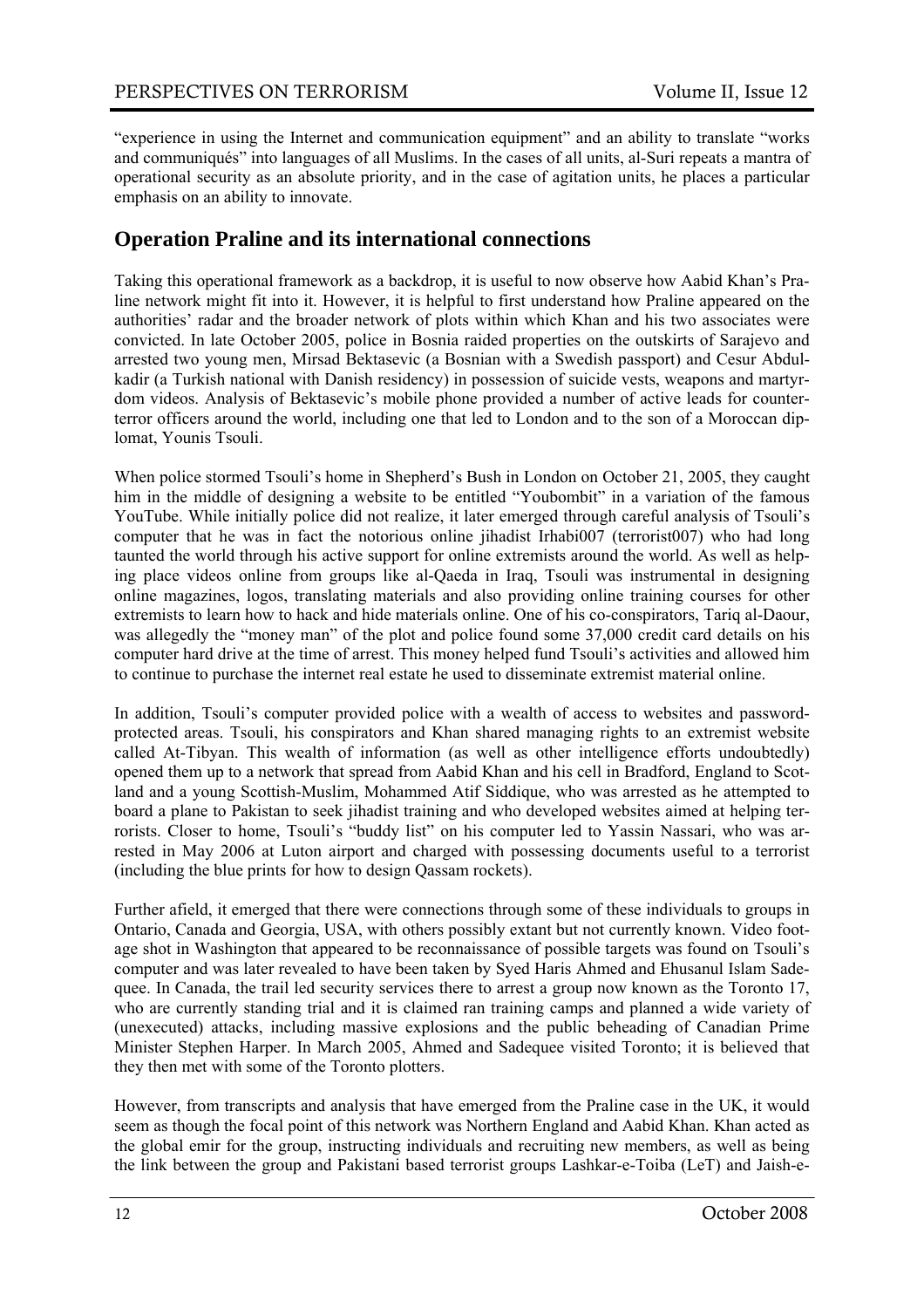"experience in using the Internet and communication equipment" and an ability to translate "works and communiqués" into languages of all Muslims. In the cases of all units, al-Suri repeats a mantra of operational security as an absolute priority, and in the case of agitation units, he places a particular emphasis on an ability to innovate.

## Operation Praline and its international connections

Taking this operational framework as a backdrop, it is useful to now observe how Aabid Khan's Praline network might fit into it. However, it is helpful to first understand how Praline appeared on the authorities' radar and the broader network of plots within which Khan and his two associates were convicted. In late October 2005, police in Bosnia raided properties on the outskirts of Sarajevo and arrested two young men, Mirsad Bektasevic (a Bosnian with a Swedish passport) and Cesur Abdulkadir (a Turkish national with Danish residency) in possession of suicide vests, weapons and martyrdom videos. Analysis of Bektasevic's mobile phone provided a number of active leads for counterterror officers around the world, including one that led to London and to the son of a Moroccan diplomat, Younis Tsouli.

When police stormed Tsouli's home in Shepherd's Bush in London on October 21, 2005, they caught him in the middle of designing a website to be entitled "Youbombit" in a variation of the famous YouTube. While initially police did not realize, it later emerged through careful analysis of Tsouli's computer that he was in fact the notorious online jihadist Irhabi007 (terrorist007) who had long taunted the world through his active support for online extremists around the world. As well as helping place videos online from groups like al-Qaeda in Iraq, Tsouli was instrumental in designing online magazines, logos, translating materials and also providing online training courses for other extremists to learn how to hack and hide materials online. One of his co-conspirators, Tariq al-Daour, was allegedly the "money man" of the plot and police found some 37,000 credit card details on his computer hard drive at the time of arrest. This money helped fund Tsouli's activities and allowed him to continue to purchase the internet real estate he used to disseminate extremist material online.

In addition, Tsouli's computer provided police with a wealth of access to websites and password-protected areas. Tsouli, his conspirators and Khan shared managing rights to an extremist website called At-Tibyan. This wealth of information (as well as other intelligence efforts undoubtedly) opened them up to a network that spread from Aabid Khan and his cell in Bradford, England to Scotland and a young Scottish-Muslim, Mohammed Atif Siddique, who was arrested as he attempted to board a plane to Pakistan to seek jihadist training and who developed websites aimed at helping terrorists. Closer to home, Tsouli's "buddy list" on his computer led to Yassin Nassari, who was arrested in May 2006 at Luton airport and charged with possessing documents useful to a terrorist (including the blue prints for how to design Qassam rockets).

Further afield, it emerged that there were connections through some of these individuals to groups in Ontario, Canada and Georgia, USA, with others possibly extant but not currently known. Video footage shot in Washington that appeared to be reconnaissance of possible targets was found on Tsouli's computer and was later revealed to have been taken by Syed Haris Ahmed and Ehusanul Islam Sadequee. In Canada, the trail led security services there to arrest a group now known as the Toronto 17, who are currently standing trial and it is claimed ran training camps and planned a wide variety of (unexecuted) attacks, including massive explosions and the public beheading of Canadian Prime Minister Stephen Harper. In March 2005, Ahmed and Sadequee visited Toronto; it is believed that they then met with some of the Toronto plotters.

However, from transcripts and analysis that have emerged from the Praline case in the UK, it would seem as though the focal point of this network was Northern England and Aabid Khan. Khan acted as the global emir for the group, instructing individuals and recruiting new members, as well as being the link between the group and Pakistani based terrorist groups Lashkar-e-Toiba (LeT) and Jaish-e-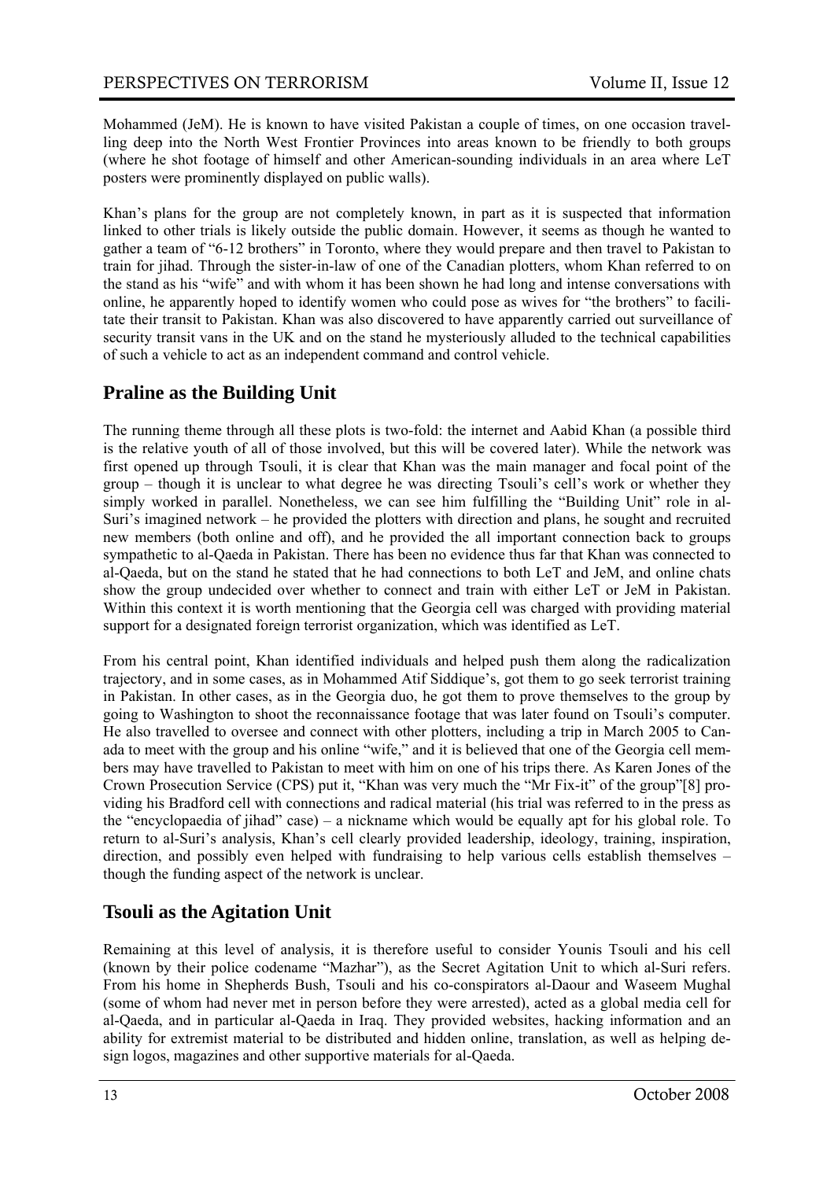Mohammed (JeM). He is known to have visited Pakistan a couple of times, on one occasion travelling deep into the North West Frontier Provinces into areas known to be friendly to both groups (where he shot footage of himself and other American-sounding individuals in an area where LeT posters were prominently displayed on public walls).

Khan's plans for the group are not completely known, in part as it is suspected that information linked to other trials is likely outside the public domain. However, it seems as though he wanted to gather a team of "6-12 brothers" in Toronto, where they would prepare and then travel to Pakistan to train for jihad. Through the sister-in-law of one of the Canadian plotters, whom Khan referred to on the stand as his "wife" and with whom it has been shown he had long and intense conversations with online, he apparently hoped to identify women who could pose as wives for "the brothers" to facilitate their transit to Pakistan. Khan was also discovered to have apparently carried out surveillance of security transit vans in the UK and on the stand he mysteriously alluded to the technical capabilities of such a vehicle to act as an independent command and control vehicle.

## Praline as the Building Unit

The running theme through all these plots is two-fold: the internet and Aabid Khan (a possible third is the relative youth of all of those involved, but this will be covered later). While the network was first opened up through Tsouli, it is clear that Khan was the main manager and focal point of the group – though it is unclear to what degree he was directing Tsouli's cell's work or whether they simply worked in parallel. Nonetheless, we can see him fulfilling the "Building Unit" role in al-Suri's imagined network – he provided the plotters with direction and plans, he sought and recruited new members (both online and off), and he provided the all important connection back to groups sympathetic to al-Qaeda in Pakistan. There has been no evidence thus far that Khan was connected to al-Qaeda, but on the stand he stated that he had connections to both LeT and JeM, and online chats show the group undecided over whether to connect and train with either LeT or JeM in Pakistan. Within this context it is worth mentioning that the Georgia cell was charged with providing material support for a designated foreign terrorist organization, which was identified as LeT.

From his central point, Khan identified individuals and helped push them along the radicalization trajectory, and in some cases, as in Mohammed Atif Siddique's, got them to go seek terrorist training in Pakistan. In other cases, as in the Georgia duo, he got them to prove themselves to the group by going to Washington to shoot the reconnaissance footage that was later found on Tsouli's computer. He also travelled to oversee and connect with other plotters, including a trip in March 2005 to Canada to meet with the group and his online "wife," and it is believed that one of the Georgia cell members may have travelled to Pakistan to meet with him on one of his trips there. As Karen Jones of the Crown Prosecution Service (CPS) put it, "Khan was very much the "Mr Fix-it" of the group"[8] providing his Bradford cell with connections and radical material (his trial was referred to in the press as the "encyclopaedia of jihad" case) – a nickname which would be equally apt for his global role. To return to al-Suri's analysis, Khan's cell clearly provided leadership, ideology, training, inspiration, direction, and possibly even helped with fundraising to help various cells establish themselves – though the funding aspect of the network is unclear.

## Tsouli as the Agitation Unit

Remaining at this level of analysis, it is therefore useful to consider Younis Tsouli and his cell (known by their police codename "Mazhar"), as the Secret Agitation Unit to which al-Suri refers. From his home in Shepherds Bush, Tsouli and his co-conspirators al-Daour and Waseem Mughal (some of whom had never met in person before they were arrested), acted as a global media cell for al-Qaeda, and in particular al-Qaeda in Iraq. They provided websites, hacking information and an ability for extremist material to be distributed and hidden online, translation, as well as helping design logos, magazines and other supportive materials for al-Qaeda.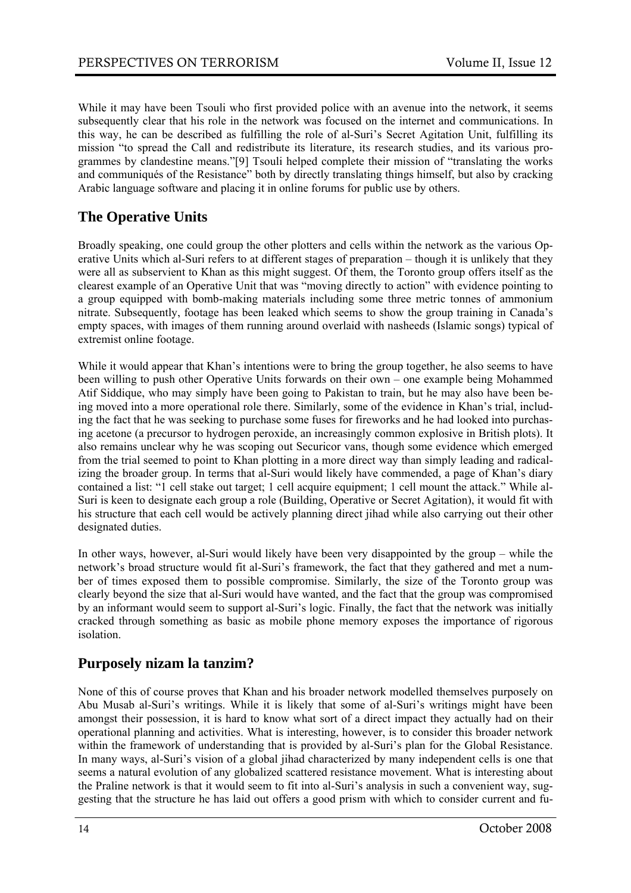While it may have been Tsouli who first provided police with an avenue into the network, it seems subsequently clear that his role in the network was focused on the internet and communications. In this way, he can be described as fulfilling the role of al-Suri's Secret Agitation Unit, fulfilling its mission "to spread the Call and redistribute its literature, its research studies, and its various programmes by clandestine means."[9] Tsouli helped complete their mission of "translating the works and communiqués of the Resistance" both by directly translating things himself, but also by cracking Arabic language software and placing it in online forums for public use by others.

## The Operative Units

Broadly speaking, one could group the other plotters and cells within the network as the various Operative Units which al-Suri refers to at different stages of preparation – though it is unlikely that they were all as subservient to Khan as this might suggest. Of them, the Toronto group offers itself as the clearest example of an Operative Unit that was "moving directly to action" with evidence pointing to a group equipped with bomb-making materials including some three metric tonnes of ammonium nitrate. Subsequently, footage has been leaked which seems to show the group training in Canada's empty spaces, with images of them running around overlaid with nasheeds (Islamic songs) typical of extremist online footage.

While it would appear that Khan's intentions were to bring the group together, he also seems to have been willing to push other Operative Units forwards on their own – one example being Mohammed Atif Siddique, who may simply have been going to Pakistan to train, but he may also have been being moved into a more operational role there. Similarly, some of the evidence in Khan's trial, including the fact that he was seeking to purchase some fuses for fireworks and he had looked into purchasing acetone (a precursor to hydrogen peroxide, an increasingly common explosive in British plots). It also remains unclear why he was scoping out Securicor vans, though some evidence which emerged from the trial seemed to point to Khan plotting in a more direct way than simply leading and radicalizing the broader group. In terms that al-Suri would likely have commended, a page of Khan's diary contained a list: "1 cell stake out target; 1 cell acquire equipment; 1 cell mount the attack." While al-Suri is keen to designate each group a role (Building, Operative or Secret Agitation), it would fit with his structure that each cell would be actively planning direct jihad while also carrying out their other designated duties.

In other ways, however, al-Suri would likely have been very disappointed by the group – while the network's broad structure would fit al-Suri's framework, the fact that they gathered and met a number of times exposed them to possible compromise. Similarly, the size of the Toronto group was clearly beyond the size that al-Suri would have wanted, and the fact that the group was compromised by an informant would seem to support al-Suri's logic. Finally, the fact that the network was initially cracked through something as basic as mobile phone memory exposes the importance of rigorous isolation.

## Purposely nizam la tanzim?

None of this of course proves that Khan and his broader network modelled themselves purposely on Abu Musab al-Suri's writings. While it is likely that some of al-Suri's writings might have been amongst their possession, it is hard to know what sort of a direct impact they actually had on their operational planning and activities. What is interesting, however, is to consider this broader network within the framework of understanding that is provided by al-Suri's plan for the Global Resistance. In many ways, al-Suri's vision of a global jihad characterized by many independent cells is one that seems a natural evolution of any globalized scattered resistance movement. What is interesting about the Praline network is that it would seem to fit into al-Suri's analysis in such a convenient way, suggesting that the structure he has laid out offers a good prism with which to consider current and fu-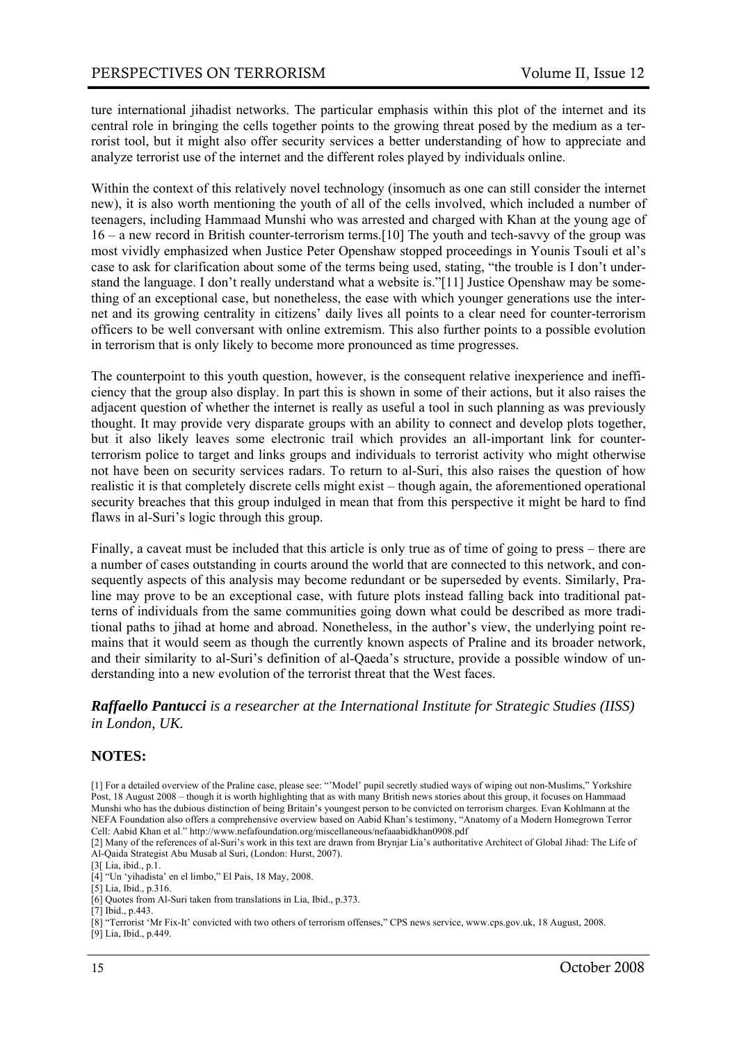ture international jihadist networks. The particular emphasis within this plot of the internet and its central role in bringing the cells together points to the growing threat posed by the medium as a terrorist tool, but it might also offer security services a better understanding of how to appreciate and analyze terrorist use of the internet and the different roles played by individuals online.

Within the context of this relatively novel technology (insomuch as one can still consider the internet new), it is also worth mentioning the youth of all of the cells involved, which included a number of teenagers, including Hammaad Munshi who was arrested and charged with Khan at the young age of 16 – a new record in British counter-terrorism terms.[10] The youth and tech-savvy of the group was most vividly emphasized when Justice Peter Openshaw stopped proceedings in Younis Tsouli et al's case to ask for clarification about some of the terms being used, stating, "the trouble is I don't understand the language. I don't really understand what a website is."[11] Justice Openshaw may be something of an exceptional case, but nonetheless, the ease with which younger generations use the internet and its growing centrality in citizens' daily lives all points to a clear need for counter-terrorism officers to be well conversant with online extremism. This also further points to a possible evolution in terrorism that is only likely to become more pronounced as time progresses.

The counterpoint to this youth question, however, is the consequent relative inexperience and inefficiency that the group also display. In part this is shown in some of their actions, but it also raises the adjacent question of whether the internet is really as useful a tool in such planning as was previously thought. It may provide very disparate groups with an ability to connect and develop plots together, but it also likely leaves some electronic trail which provides an all-important link for counter-terrorism police to target and links groups and individuals to terrorist activity who might otherwise not have been on security services radars. To return to al-Suri, this also raises the question of how realistic it is that completely discrete cells might exist – though again, the aforementioned operational security breaches that this group indulged in mean that from this perspective it might be hard to find flaws in al-Suri's logic through this group.

Finally, a caveat must be included that this article is only true as of time of going to press – there are a number of cases outstanding in courts around the world that are connected to this network, and consequently aspects of this analysis may become redundant or be superseded by events. Similarly, Praline may prove to be an exceptional case, with future plots instead falling back into traditional patterns of individuals from the same communities going down what could be described as more traditional paths to jihad at home and abroad. Nonetheless, in the author's view, the underlying point remains that it would seem as though the currently known aspects of Praline and its broader network, and their similarity to al-Suri's definition of al-Qaeda's structure, provide a possible window of understanding into a new evolution of the terrorist threat that the West faces.

***Raffaello Pantucci** is a researcher at the International Institute for Strategic Studies (IISS) in London, UK.*

## NOTES:

[1] For a detailed overview of the Praline case, please see: "'Model' pupil secretly studied ways of wiping out non-Muslims," Yorkshire Post, 18 August 2008 – though it is worth highlighting that as with many British news stories about this group, it focuses on Hammaad Munshi who has the dubious distinction of being Britain's youngest person to be convicted on terrorism charges. Evan Kohlmann at the NEFA Foundation also offers a comprehensive overview based on Aabid Khan's testimony, "Anatomy of a Modern Homegrown Terror Cell: Aabid Khan et al." http://www.nefafoundation.org/miscellaneous/nefaaabidkhan0908.pdf

[2] Many of the references of al-Suri's work in this text are drawn from Brynjar Lia's authoritative Architect of Global Jihad: The Life of Al-Qaida Strategist Abu Musab al Suri, (London: Hurst, 2007).

[3[ Lia, ibid., p.1.

[4] "Un 'yihadista' en el limbo," El Pais, 18 May, 2008.

[5] Lia, Ibid., p.316.

[6] Quotes from Al-Suri taken from translations in Lia, Ibid., p.373.

[7] Ibid., p.443.

[8] "Terrorist 'Mr Fix-It' convicted with two others of terrorism offenses," CPS news service, www.cps.gov.uk, 18 August, 2008.

[9] Lia, Ibid., p.449.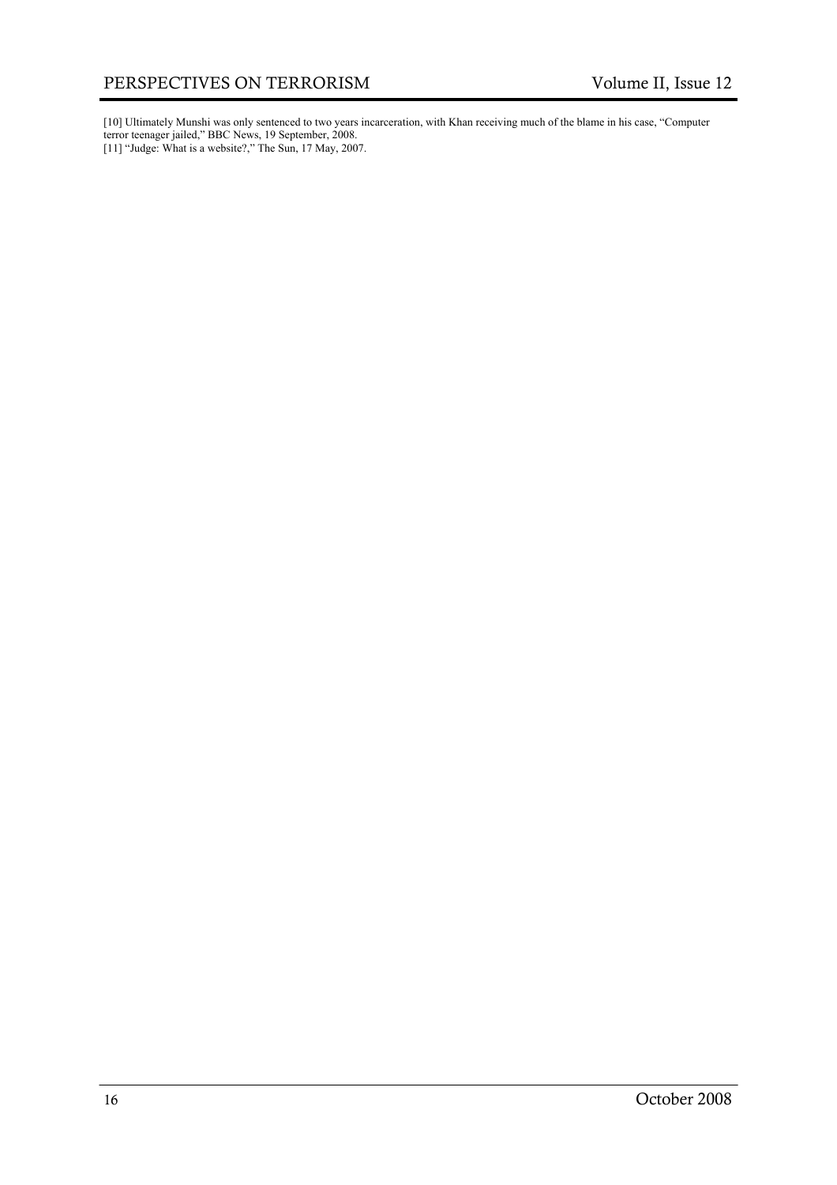[10] Ultimately Munshi was only sentenced to two years incarceration, with Khan receiving much of the blame in his case, "Computer terror teenager jailed," BBC News, 19 September, 2008.

[11] "Judge: What is a website?," The Sun, 17 May, 2007.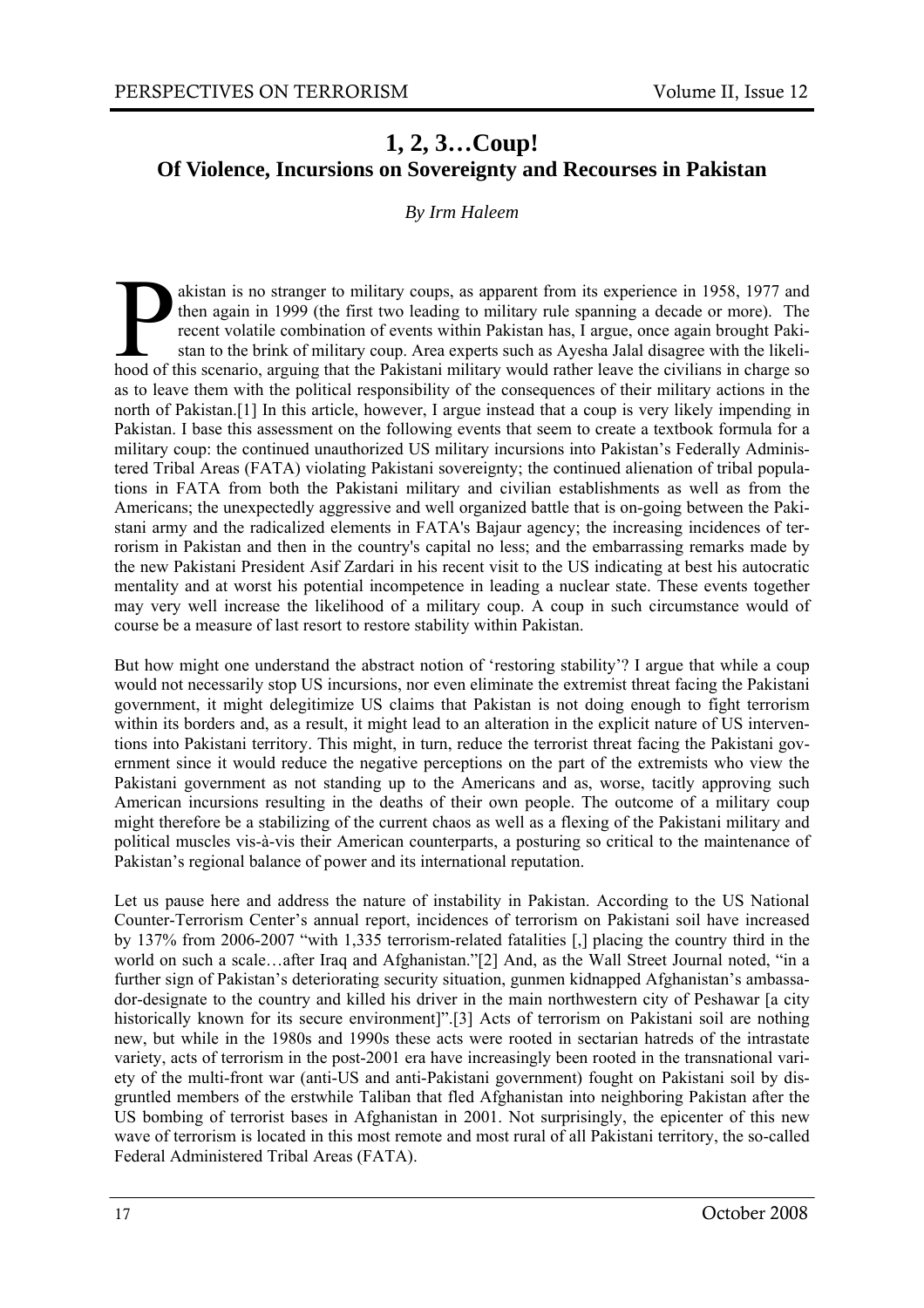# 1, 2, 3…Coup!

## Of Violence, Incursions on Sovereignty and Recourses in Pakistan

*By Irm Haleem*

Pakistan is no stranger to military coups, as apparent from its experience in 1958, 1977 and then again in 1999 (the first two leading to military rule spanning a decade or more). The recent volatile combination of events within Pakistan has, I argue, once again brought Pakistan to the brink of military coup. Area experts such as Ayesha Jalal disagree with the likelihood of this scenario, arguing that the Pakistani military would rather leave the civilians in charge so as to leave them with the political responsibility of the consequences of their military actions in the north of Pakistan.[1] In this article, however, I argue instead that a coup is very likely impending in Pakistan. I base this assessment on the following events that seem to create a textbook formula for a military coup: the continued unauthorized US military incursions into Pakistan's Federally Administered Tribal Areas (FATA) violating Pakistani sovereignty; the continued alienation of tribal populations in FATA from both the Pakistani military and civilian establishments as well as from the Americans; the unexpectedly aggressive and well organized battle that is on-going between the Pakistani army and the radicalized elements in FATA's Bajaur agency; the increasing incidences of terrorism in Pakistan and then in the country's capital no less; and the embarrassing remarks made by the new Pakistani President Asif Zardari in his recent visit to the US indicating at best his autocratic mentality and at worst his potential incompetence in leading a nuclear state. These events together may very well increase the likelihood of a military coup. A coup in such circumstance would of course be a measure of last resort to restore stability within Pakistan.

But how might one understand the abstract notion of 'restoring stability'? I argue that while a coup would not necessarily stop US incursions, nor even eliminate the extremist threat facing the Pakistani government, it might delegitimize US claims that Pakistan is not doing enough to fight terrorism within its borders and, as a result, it might lead to an alteration in the explicit nature of US interventions into Pakistani territory. This might, in turn, reduce the terrorist threat facing the Pakistani government since it would reduce the negative perceptions on the part of the extremists who view the Pakistani government as not standing up to the Americans and as, worse, tacitly approving such American incursions resulting in the deaths of their own people. The outcome of a military coup might therefore be a stabilizing of the current chaos as well as a flexing of the Pakistani military and political muscles vis-à-vis their American counterparts, a posturing so critical to the maintenance of Pakistan's regional balance of power and its international reputation.

Let us pause here and address the nature of instability in Pakistan. According to the US National Counter-Terrorism Center's annual report, incidences of terrorism on Pakistani soil have increased by 137% from 2006-2007 "with 1,335 terrorism-related fatalities [,] placing the country third in the world on such a scale…after Iraq and Afghanistan."[2] And, as the Wall Street Journal noted, "in a further sign of Pakistan's deteriorating security situation, gunmen kidnapped Afghanistan's ambassador-designate to the country and killed his driver in the main northwestern city of Peshawar [a city historically known for its secure environment]".[3] Acts of terrorism on Pakistani soil are nothing new, but while in the 1980s and 1990s these acts were rooted in sectarian hatreds of the intrastate variety, acts of terrorism in the post-2001 era have increasingly been rooted in the transnational variety of the multi-front war (anti-US and anti-Pakistani government) fought on Pakistani soil by disgruntled members of the erstwhile Taliban that fled Afghanistan into neighboring Pakistan after the US bombing of terrorist bases in Afghanistan in 2001. Not surprisingly, the epicenter of this new wave of terrorism is located in this most remote and most rural of all Pakistani territory, the so-called Federal Administered Tribal Areas (FATA).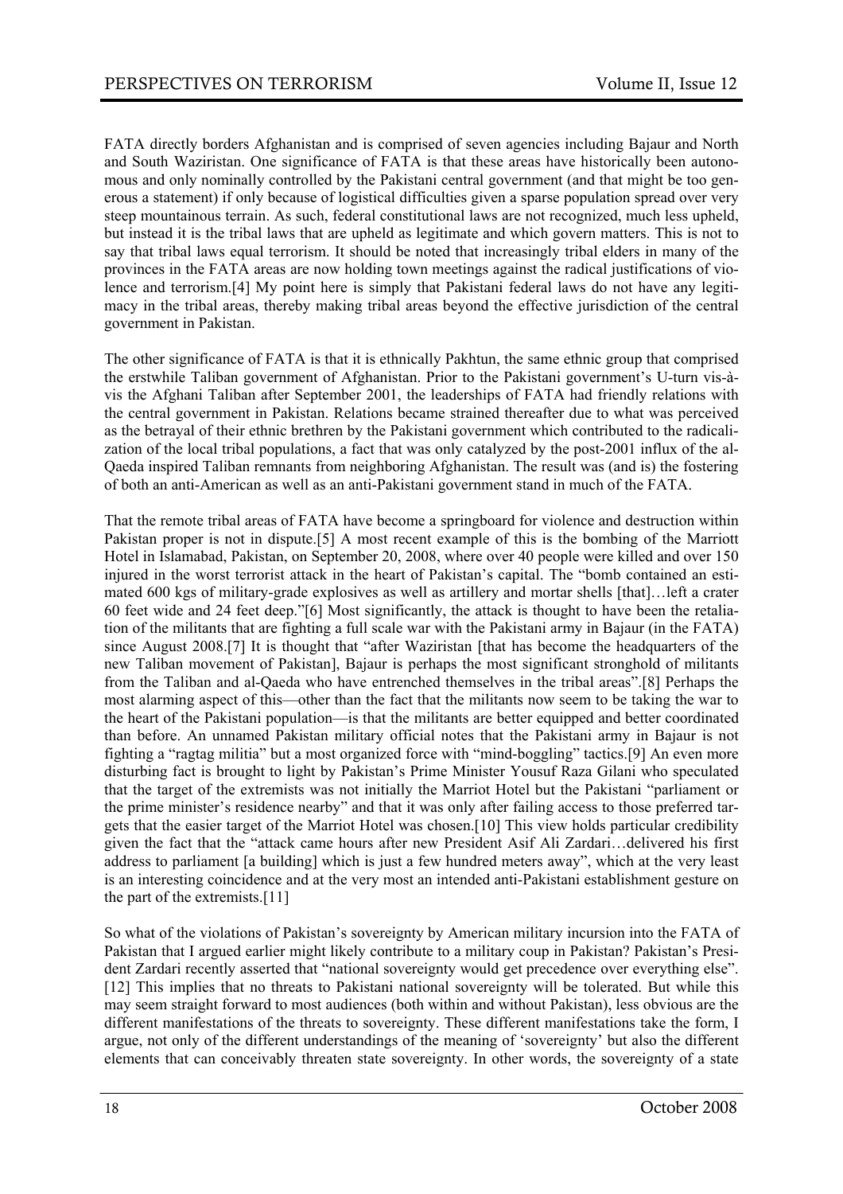FATA directly borders Afghanistan and is comprised of seven agencies including Bajaur and North and South Waziristan. One significance of FATA is that these areas have historically been autonomous and only nominally controlled by the Pakistani central government (and that might be too generous a statement) if only because of logistical difficulties given a sparse population spread over very steep mountainous terrain. As such, federal constitutional laws are not recognized, much less upheld, but instead it is the tribal laws that are upheld as legitimate and which govern matters. This is not to say that tribal laws equal terrorism. It should be noted that increasingly tribal elders in many of the provinces in the FATA areas are now holding town meetings against the radical justifications of violence and terrorism.[4] My point here is simply that Pakistani federal laws do not have any legitimacy in the tribal areas, thereby making tribal areas beyond the effective jurisdiction of the central government in Pakistan.

The other significance of FATA is that it is ethnically Pakhtun, the same ethnic group that comprised the erstwhile Taliban government of Afghanistan. Prior to the Pakistani government's U-turn vis-à-vis the Afghani Taliban after September 2001, the leaderships of FATA had friendly relations with the central government in Pakistan. Relations became strained thereafter due to what was perceived as the betrayal of their ethnic brethren by the Pakistani government which contributed to the radicalization of the local tribal populations, a fact that was only catalyzed by the post-2001 influx of the al-Qaeda inspired Taliban remnants from neighboring Afghanistan. The result was (and is) the fostering of both an anti-American as well as an anti-Pakistani government stand in much of the FATA.

That the remote tribal areas of FATA have become a springboard for violence and destruction within Pakistan proper is not in dispute.[5] A most recent example of this is the bombing of the Marriott Hotel in Islamabad, Pakistan, on September 20, 2008, where over 40 people were killed and over 150 injured in the worst terrorist attack in the heart of Pakistan's capital. The "bomb contained an estimated 600 kgs of military-grade explosives as well as artillery and mortar shells [that]…left a crater 60 feet wide and 24 feet deep."[6] Most significantly, the attack is thought to have been the retaliation of the militants that are fighting a full scale war with the Pakistani army in Bajaur (in the FATA) since August 2008.[7] It is thought that "after Waziristan [that has become the headquarters of the new Taliban movement of Pakistan], Bajaur is perhaps the most significant stronghold of militants from the Taliban and al-Qaeda who have entrenched themselves in the tribal areas".[8] Perhaps the most alarming aspect of this—other than the fact that the militants now seem to be taking the war to the heart of the Pakistani population—is that the militants are better equipped and better coordinated than before. An unnamed Pakistan military official notes that the Pakistani army in Bajaur is not fighting a "ragtag militia" but a most organized force with "mind-boggling" tactics.[9] An even more disturbing fact is brought to light by Pakistan's Prime Minister Yousuf Raza Gilani who speculated that the target of the extremists was not initially the Marriot Hotel but the Pakistani "parliament or the prime minister's residence nearby" and that it was only after failing access to those preferred targets that the easier target of the Marriot Hotel was chosen.[10] This view holds particular credibility given the fact that the "attack came hours after new President Asif Ali Zardari…delivered his first address to parliament [a building] which is just a few hundred meters away", which at the very least is an interesting coincidence and at the very most an intended anti-Pakistani establishment gesture on the part of the extremists.[11]

So what of the violations of Pakistan's sovereignty by American military incursion into the FATA of Pakistan that I argued earlier might likely contribute to a military coup in Pakistan? Pakistan's President Zardari recently asserted that "national sovereignty would get precedence over everything else".[12] This implies that no threats to Pakistani national sovereignty will be tolerated. But while this may seem straight forward to most audiences (both within and without Pakistan), less obvious are the different manifestations of the threats to sovereignty. These different manifestations take the form, I argue, not only of the different understandings of the meaning of 'sovereignty' but also the different elements that can conceivably threaten state sovereignty. In other words, the sovereignty of a state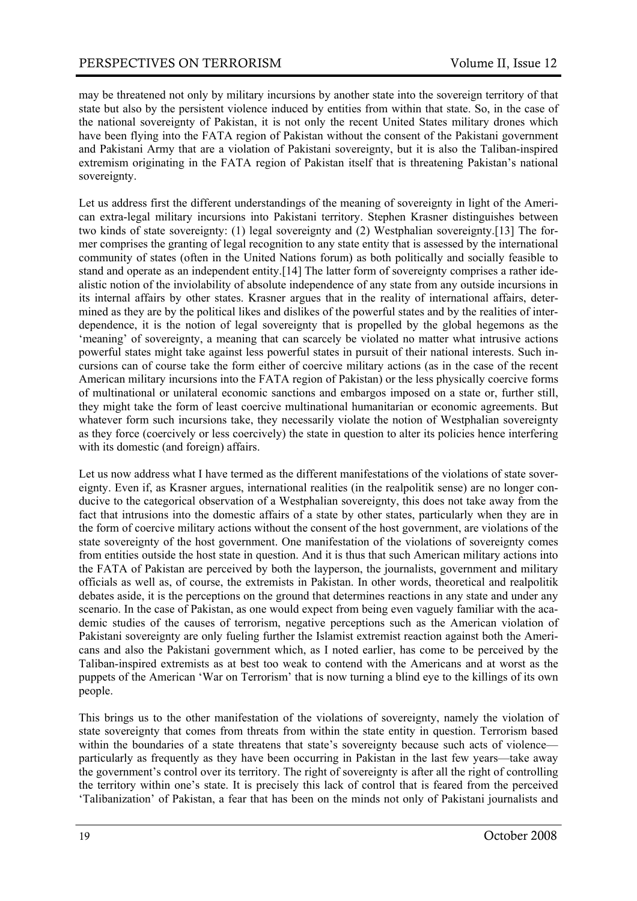may be threatened not only by military incursions by another state into the sovereign territory of that state but also by the persistent violence induced by entities from within that state. So, in the case of the national sovereignty of Pakistan, it is not only the recent United States military drones which have been flying into the FATA region of Pakistan without the consent of the Pakistani government and Pakistani Army that are a violation of Pakistani sovereignty, but it is also the Taliban-inspired extremism originating in the FATA region of Pakistan itself that is threatening Pakistan's national sovereignty.

Let us address first the different understandings of the meaning of sovereignty in light of the American extra-legal military incursions into Pakistani territory. Stephen Krasner distinguishes between two kinds of state sovereignty: (1) legal sovereignty and (2) Westphalian sovereignty.[13] The former comprises the granting of legal recognition to any state entity that is assessed by the international community of states (often in the United Nations forum) as both politically and socially feasible to stand and operate as an independent entity.[14] The latter form of sovereignty comprises a rather idealistic notion of the inviolability of absolute independence of any state from any outside incursions in its internal affairs by other states. Krasner argues that in the reality of international affairs, determined as they are by the political likes and dislikes of the powerful states and by the realities of interdependence, it is the notion of legal sovereignty that is propelled by the global hegemons as the 'meaning' of sovereignty, a meaning that can scarcely be violated no matter what intrusive actions powerful states might take against less powerful states in pursuit of their national interests. Such incursions can of course take the form either of coercive military actions (as in the case of the recent American military incursions into the FATA region of Pakistan) or the less physically coercive forms of multinational or unilateral economic sanctions and embargos imposed on a state or, further still, they might take the form of least coercive multinational humanitarian or economic agreements. But whatever form such incursions take, they necessarily violate the notion of Westphalian sovereignty as they force (coercively or less coercively) the state in question to alter its policies hence interfering with its domestic (and foreign) affairs.

Let us now address what I have termed as the different manifestations of the violations of state sovereignty. Even if, as Krasner argues, international realities (in the realpolitik sense) are no longer conducive to the categorical observation of a Westphalian sovereignty, this does not take away from the fact that intrusions into the domestic affairs of a state by other states, particularly when they are in the form of coercive military actions without the consent of the host government, are violations of the state sovereignty of the host government. One manifestation of the violations of sovereignty comes from entities outside the host state in question. And it is thus that such American military actions into the FATA of Pakistan are perceived by both the layperson, the journalists, government and military officials as well as, of course, the extremists in Pakistan. In other words, theoretical and realpolitik debates aside, it is the perceptions on the ground that determines reactions in any state and under any scenario. In the case of Pakistan, as one would expect from being even vaguely familiar with the academic studies of the causes of terrorism, negative perceptions such as the American violation of Pakistani sovereignty are only fueling further the Islamist extremist reaction against both the Americans and also the Pakistani government which, as I noted earlier, has come to be perceived by the Taliban-inspired extremists as at best too weak to contend with the Americans and at worst as the puppets of the American 'War on Terrorism' that is now turning a blind eye to the killings of its own people.

This brings us to the other manifestation of the violations of sovereignty, namely the violation of state sovereignty that comes from threats from within the state entity in question. Terrorism based within the boundaries of a state threatens that state's sovereignty because such acts of violence—particularly as frequently as they have been occurring in Pakistan in the last few years—take away the government's control over its territory. The right of sovereignty is after all the right of controlling the territory within one's state. It is precisely this lack of control that is feared from the perceived 'Talibanization' of Pakistan, a fear that has been on the minds not only of Pakistani journalists and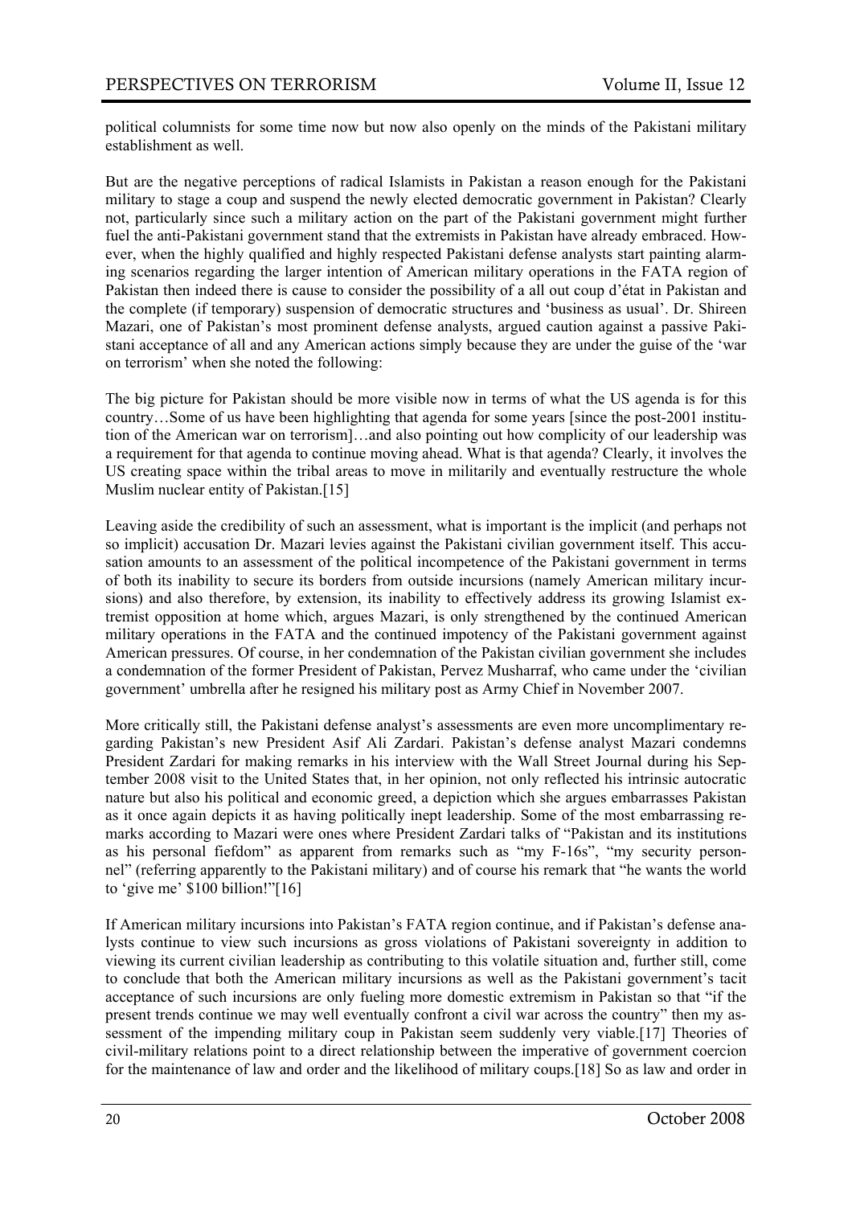political columnists for some time now but now also openly on the minds of the Pakistani military establishment as well.

But are the negative perceptions of radical Islamists in Pakistan a reason enough for the Pakistani military to stage a coup and suspend the newly elected democratic government in Pakistan? Clearly not, particularly since such a military action on the part of the Pakistani government might further fuel the anti-Pakistani government stand that the extremists in Pakistan have already embraced. However, when the highly qualified and highly respected Pakistani defense analysts start painting alarming scenarios regarding the larger intention of American military operations in the FATA region of Pakistan then indeed there is cause to consider the possibility of a all out coup d'état in Pakistan and the complete (if temporary) suspension of democratic structures and 'business as usual'. Dr. Shireen Mazari, one of Pakistan's most prominent defense analysts, argued caution against a passive Pakistani acceptance of all and any American actions simply because they are under the guise of the 'war on terrorism' when she noted the following:

The big picture for Pakistan should be more visible now in terms of what the US agenda is for this country…Some of us have been highlighting that agenda for some years [since the post-2001 institution of the American war on terrorism]…and also pointing out how complicity of our leadership was a requirement for that agenda to continue moving ahead. What is that agenda? Clearly, it involves the US creating space within the tribal areas to move in militarily and eventually restructure the whole Muslim nuclear entity of Pakistan.[15]

Leaving aside the credibility of such an assessment, what is important is the implicit (and perhaps not so implicit) accusation Dr. Mazari levies against the Pakistani civilian government itself. This accusation amounts to an assessment of the political incompetence of the Pakistani government in terms of both its inability to secure its borders from outside incursions (namely American military incursions) and also therefore, by extension, its inability to effectively address its growing Islamist extremist opposition at home which, argues Mazari, is only strengthened by the continued American military operations in the FATA and the continued impotency of the Pakistani government against American pressures. Of course, in her condemnation of the Pakistan civilian government she includes a condemnation of the former President of Pakistan, Pervez Musharraf, who came under the 'civilian government' umbrella after he resigned his military post as Army Chief in November 2007.

More critically still, the Pakistani defense analyst's assessments are even more uncomplimentary regarding Pakistan's new President Asif Ali Zardari. Pakistan's defense analyst Mazari condemns President Zardari for making remarks in his interview with the Wall Street Journal during his September 2008 visit to the United States that, in her opinion, not only reflected his intrinsic autocratic nature but also his political and economic greed, a depiction which she argues embarrasses Pakistan as it once again depicts it as having politically inept leadership. Some of the most embarrassing remarks according to Mazari were ones where President Zardari talks of "Pakistan and its institutions as his personal fiefdom" as apparent from remarks such as "my F-16s", "my security personnel" (referring apparently to the Pakistani military) and of course his remark that "he wants the world to 'give me' $100 billion!"[16]

If American military incursions into Pakistan's FATA region continue, and if Pakistan's defense analysts continue to view such incursions as gross violations of Pakistani sovereignty in addition to viewing its current civilian leadership as contributing to this volatile situation and, further still, come to conclude that both the American military incursions as well as the Pakistani government's tacit acceptance of such incursions are only fueling more domestic extremism in Pakistan so that "if the present trends continue we may well eventually confront a civil war across the country" then my assessment of the impending military coup in Pakistan seem suddenly very viable.[17] Theories of civil-military relations point to a direct relationship between the imperative of government coercion for the maintenance of law and order and the likelihood of military coups.[18] So as law and order in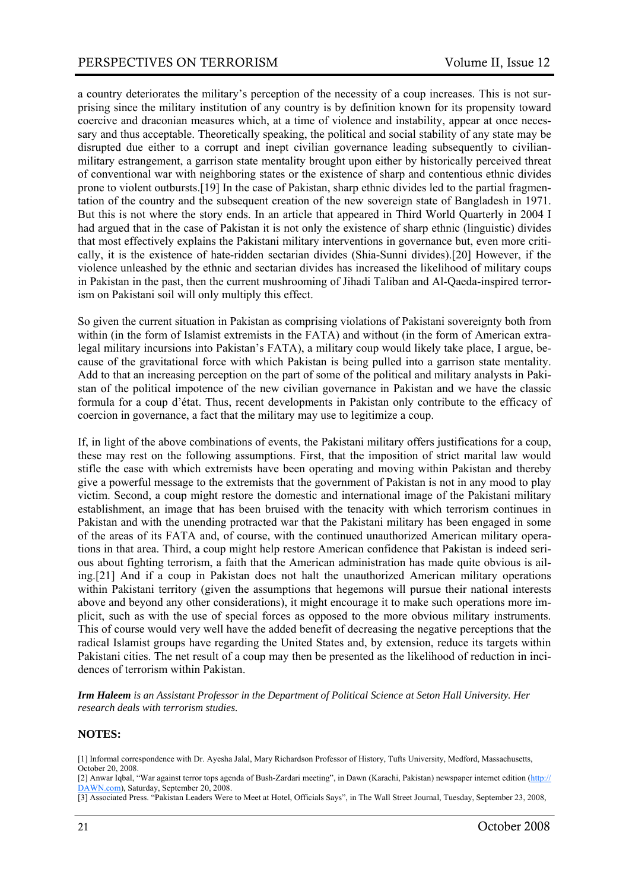a country deteriorates the military's perception of the necessity of a coup increases. This is not surprising since the military institution of any country is by definition known for its propensity toward coercive and draconian measures which, at a time of violence and instability, appear at once necessary and thus acceptable. Theoretically speaking, the political and social stability of any state may be disrupted due either to a corrupt and inept civilian governance leading subsequently to civilian-military estrangement, a garrison state mentality brought upon either by historically perceived threat of conventional war with neighboring states or the existence of sharp and contentious ethnic divides prone to violent outbursts.[19] In the case of Pakistan, sharp ethnic divides led to the partial fragmentation of the country and the subsequent creation of the new sovereign state of Bangladesh in 1971. But this is not where the story ends. In an article that appeared in Third World Quarterly in 2004 I had argued that in the case of Pakistan it is not only the existence of sharp ethnic (linguistic) divides that most effectively explains the Pakistani military interventions in governance but, even more critically, it is the existence of hate-ridden sectarian divides (Shia-Sunni divides).[20] However, if the violence unleashed by the ethnic and sectarian divides has increased the likelihood of military coups in Pakistan in the past, then the current mushrooming of Jihadi Taliban and Al-Qaeda-inspired terrorism on Pakistani soil will only multiply this effect.

So given the current situation in Pakistan as comprising violations of Pakistani sovereignty both from within (in the form of Islamist extremists in the FATA) and without (in the form of American extra-legal military incursions into Pakistan's FATA), a military coup would likely take place, I argue, because of the gravitational force with which Pakistan is being pulled into a garrison state mentality. Add to that an increasing perception on the part of some of the political and military analysts in Pakistan of the political impotence of the new civilian governance in Pakistan and we have the classic formula for a coup d'état. Thus, recent developments in Pakistan only contribute to the efficacy of coercion in governance, a fact that the military may use to legitimize a coup.

If, in light of the above combinations of events, the Pakistani military offers justifications for a coup, these may rest on the following assumptions. First, that the imposition of strict marital law would stifle the ease with which extremists have been operating and moving within Pakistan and thereby give a powerful message to the extremists that the government of Pakistan is not in any mood to play victim. Second, a coup might restore the domestic and international image of the Pakistani military establishment, an image that has been bruised with the tenacity with which terrorism continues in Pakistan and with the unending protracted war that the Pakistani military has been engaged in some of the areas of its FATA and, of course, with the continued unauthorized American military operations in that area. Third, a coup might help restore American confidence that Pakistan is indeed serious about fighting terrorism, a faith that the American administration has made quite obvious is ailing.[21] And if a coup in Pakistan does not halt the unauthorized American military operations within Pakistani territory (given the assumptions that hegemons will pursue their national interests above and beyond any other considerations), it might encourage it to make such operations more implicit, such as with the use of special forces as opposed to the more obvious military instruments. This of course would very well have the added benefit of decreasing the negative perceptions that the radical Islamist groups have regarding the United States and, by extension, reduce its targets within Pakistani cities. The net result of a coup may then be presented as the likelihood of reduction in incidences of terrorism within Pakistan.

***Irm Haleem** is an Assistant Professor in the Department of Political Science at Seton Hall University. Her research deals with terrorism studies.*

**NOTES:**

[1] Informal correspondence with Dr. Ayesha Jalal, Mary Richardson Professor of History, Tufts University, Medford, Massachusetts, October 20, 2008.

[2] Anwar Iqbal, "War against terror tops agenda of Bush-Zardari meeting", in Dawn (Karachi, Pakistan) newspaper internet edition (http://DAWN.com), Saturday, September 20, 2008.

[3] Associated Press. "Pakistan Leaders Were to Meet at Hotel, Officials Says", in The Wall Street Journal, Tuesday, September 23, 2008,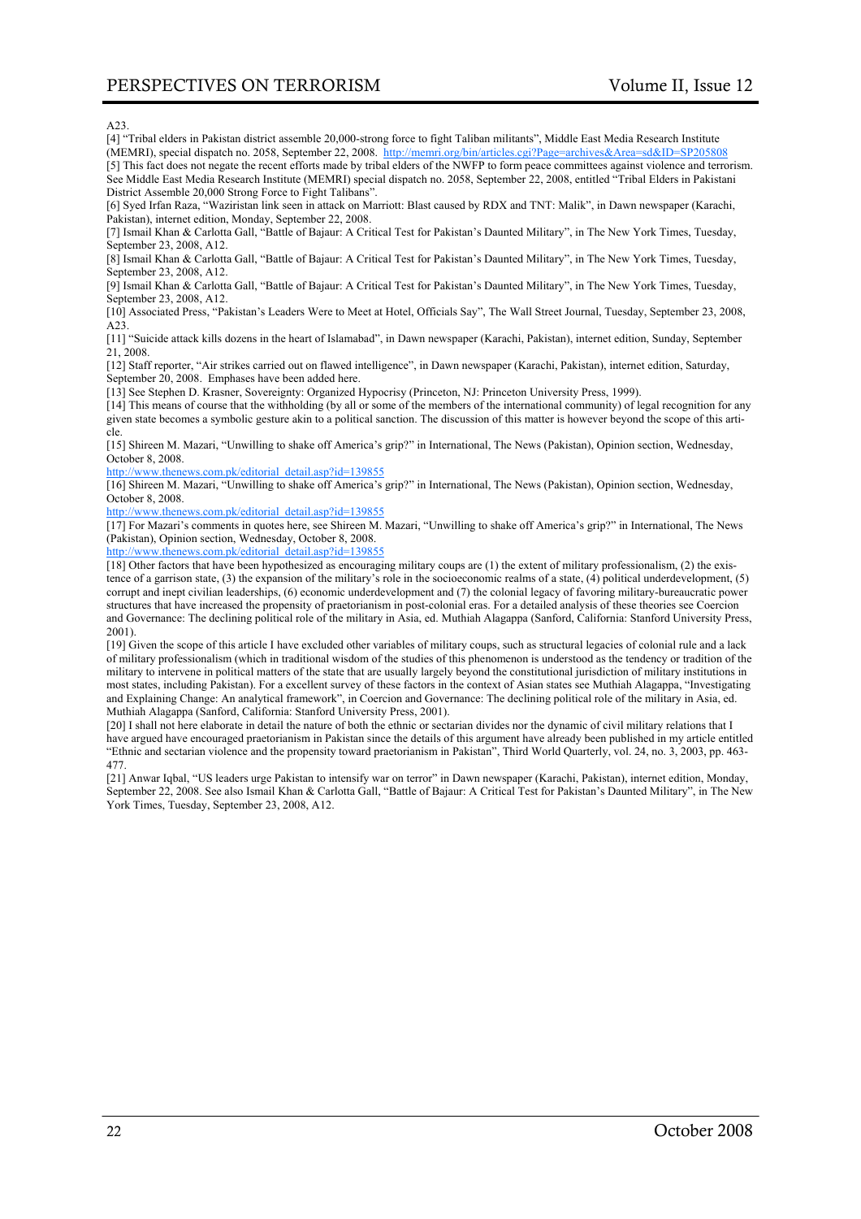A23.

[4] "Tribal elders in Pakistan district assemble 20,000-strong force to fight Taliban militants", Middle East Media Research Institute (MEMRI), special dispatch no. 2058, September 22, 2008. http://memri.org/bin/articles.cgi?Page=archives&Area=sd&ID=SP205808

[5] This fact does not negate the recent efforts made by tribal elders of the NWFP to form peace committees against violence and terrorism. See Middle East Media Research Institute (MEMRI) special dispatch no. 2058, September 22, 2008, entitled "Tribal Elders in Pakistani District Assemble 20,000 Strong Force to Fight Talibans".

[6] Syed Irfan Raza, "Waziristan link seen in attack on Marriott: Blast caused by RDX and TNT: Malik", in Dawn newspaper (Karachi, Pakistan), internet edition, Monday, September 22, 2008.

[7] Ismail Khan & Carlotta Gall, "Battle of Bajaur: A Critical Test for Pakistan's Daunted Military", in The New York Times, Tuesday, September 23, 2008, A12.

[8] Ismail Khan & Carlotta Gall, "Battle of Bajaur: A Critical Test for Pakistan's Daunted Military", in The New York Times, Tuesday, September 23, 2008, A12.

[9] Ismail Khan & Carlotta Gall, "Battle of Bajaur: A Critical Test for Pakistan's Daunted Military", in The New York Times, Tuesday, September 23, 2008, A12.

[10] Associated Press, "Pakistan's Leaders Were to Meet at Hotel, Officials Say", The Wall Street Journal, Tuesday, September 23, 2008, A23.

[11] "Suicide attack kills dozens in the heart of Islamabad", in Dawn newspaper (Karachi, Pakistan), internet edition, Sunday, September 21, 2008.

[12] Staff reporter, "Air strikes carried out on flawed intelligence", in Dawn newspaper (Karachi, Pakistan), internet edition, Saturday, September 20, 2008. Emphases have been added here.

[13] See Stephen D. Krasner, Sovereignty: Organized Hypocrisy (Princeton, NJ: Princeton University Press, 1999).

[14] This means of course that the withholding (by all or some of the members of the international community) of legal recognition for any given state becomes a symbolic gesture akin to a political sanction. The discussion of this matter is however beyond the scope of this article.

[15] Shireen M. Mazari, "Unwilling to shake off America's grip?" in International, The News (Pakistan), Opinion section, Wednesday, October 8, 2008.
http://www.thenews.com.pk/editorial_detail.asp?id=139855

[16] Shireen M. Mazari, "Unwilling to shake off America's grip?" in International, The News (Pakistan), Opinion section, Wednesday, October 8, 2008.
http://www.thenews.com.pk/editorial_detail.asp?id=139855

[17] For Mazari's comments in quotes here, see Shireen M. Mazari, "Unwilling to shake off America's grip?" in International, The News (Pakistan), Opinion section, Wednesday, October 8, 2008.
http://www.thenews.com.pk/editorial_detail.asp?id=139855

[18] Other factors that have been hypothesized as encouraging military coups are (1) the extent of military professionalism, (2) the existence of a garrison state, (3) the expansion of the military's role in the socioeconomic realms of a state, (4) political underdevelopment, (5) corrupt and inept civilian leaderships, (6) economic underdevelopment and (7) the colonial legacy of favoring military-bureaucratic power structures that have increased the propensity of praetorianism in post-colonial eras. For a detailed analysis of these theories see Coercion and Governance: The declining political role of the military in Asia, ed. Muthiah Alagappa (Sanford, California: Stanford University Press, 2001).

[19] Given the scope of this article I have excluded other variables of military coups, such as structural legacies of colonial rule and a lack of military professionalism (which in traditional wisdom of the studies of this phenomenon is understood as the tendency or tradition of the military to intervene in political matters of the state that are usually largely beyond the constitutional jurisdiction of military institutions in most states, including Pakistan). For a excellent survey of these factors in the context of Asian states see Muthiah Alagappa, "Investigating and Explaining Change: An analytical framework", in Coercion and Governance: The declining political role of the military in Asia, ed. Muthiah Alagappa (Sanford, California: Stanford University Press, 2001).

[20] I shall not here elaborate in detail the nature of both the ethnic or sectarian divides nor the dynamic of civil military relations that I have argued have encouraged praetorianism in Pakistan since the details of this argument have already been published in my article entitled "Ethnic and sectarian violence and the propensity toward praetorianism in Pakistan", Third World Quarterly, vol. 24, no. 3, 2003, pp. 463-477.

[21] Anwar Iqbal, "US leaders urge Pakistan to intensify war on terror" in Dawn newspaper (Karachi, Pakistan), internet edition, Monday, September 22, 2008. See also Ismail Khan & Carlotta Gall, "Battle of Bajaur: A Critical Test for Pakistan's Daunted Military", in The New York Times, Tuesday, September 23, 2008, A12.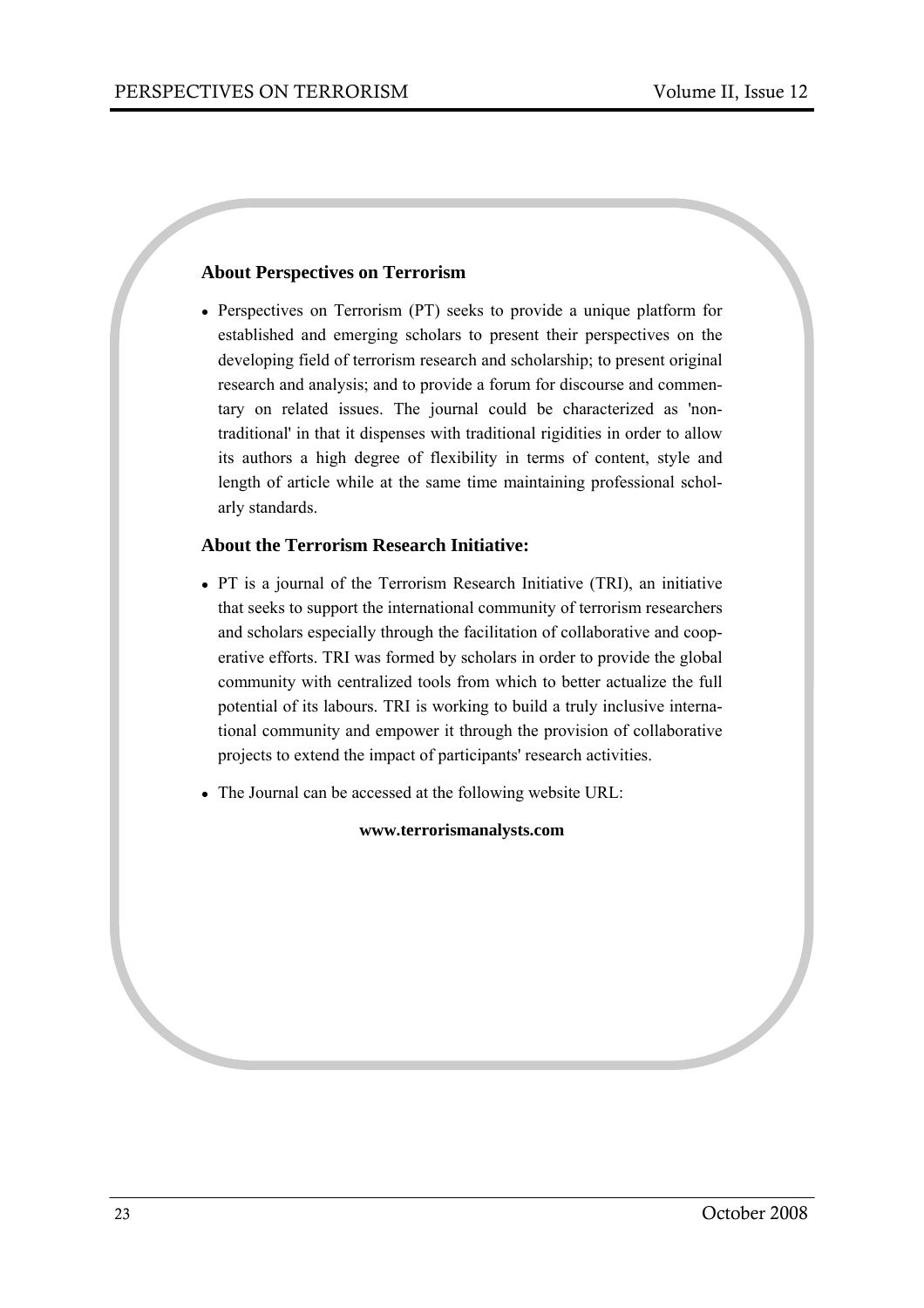### About Perspectives on Terrorism

- Perspectives on Terrorism (PT) seeks to provide a unique platform for established and emerging scholars to present their perspectives on the developing field of terrorism research and scholarship; to present original research and analysis; and to provide a forum for discourse and commentary on related issues. The journal could be characterized as 'non-traditional' in that it dispenses with traditional rigidities in order to allow its authors a high degree of flexibility in terms of content, style and length of article while at the same time maintaining professional scholarly standards.

### About the Terrorism Research Initiative:

- PT is a journal of the Terrorism Research Initiative (TRI), an initiative that seeks to support the international community of terrorism researchers and scholars especially through the facilitation of collaborative and cooperative efforts. TRI was formed by scholars in order to provide the global community with centralized tools from which to better actualize the full potential of its labours. TRI is working to build a truly inclusive international community and empower it through the provision of collaborative projects to extend the impact of participants' research activities.
- The Journal can be accessed at the following website URL:

**www.terrorismanalysts.com**